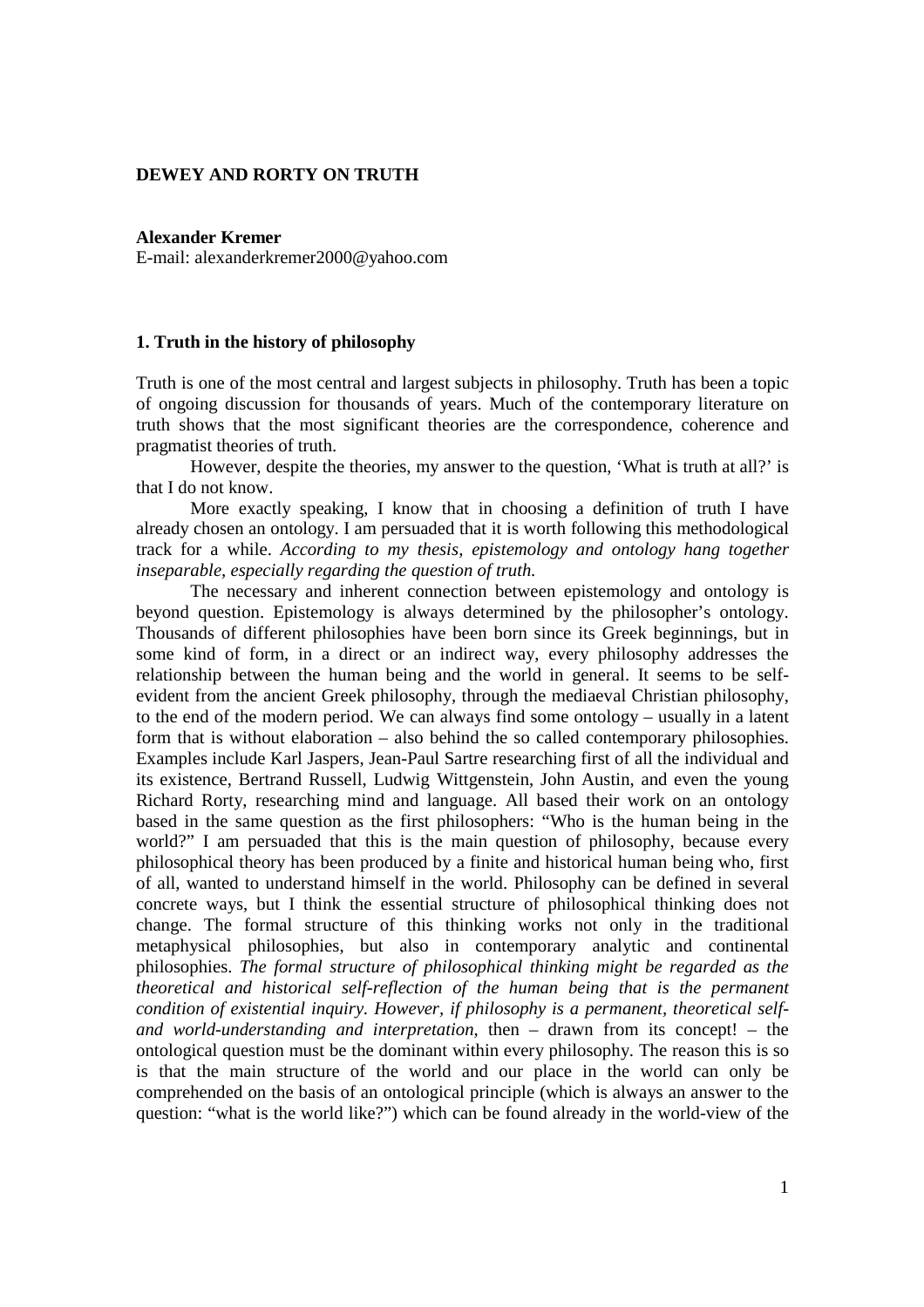# DEWEY AND RORTY ON TRUTH

**Alexander Kremer**
E-mail: alexanderkremer2000@yahoo.com

## 1. Truth in the history of philosophy

Truth is one of the most central and largest subjects in philosophy. Truth has been a topic of ongoing discussion for thousands of years. Much of the contemporary literature on truth shows that the most significant theories are the correspondence, coherence and pragmatist theories of truth.

However, despite the theories, my answer to the question, 'What is truth at all?' is that I do not know.

More exactly speaking, I know that in choosing a definition of truth I have already chosen an ontology. I am persuaded that it is worth following this methodological track for a while. *According to my thesis, epistemology and ontology hang together inseparable, especially regarding the question of truth.*

The necessary and inherent connection between epistemology and ontology is beyond question. Epistemology is always determined by the philosopher's ontology. Thousands of different philosophies have been born since its Greek beginnings, but in some kind of form, in a direct or an indirect way, every philosophy addresses the relationship between the human being and the world in general. It seems to be self-evident from the ancient Greek philosophy, through the mediaeval Christian philosophy, to the end of the modern period. We can always find some ontology – usually in a latent form that is without elaboration – also behind the so called contemporary philosophies. Examples include Karl Jaspers, Jean-Paul Sartre researching first of all the individual and its existence, Bertrand Russell, Ludwig Wittgenstein, John Austin, and even the young Richard Rorty, researching mind and language. All based their work on an ontology based in the same question as the first philosophers: "Who is the human being in the world?" I am persuaded that this is the main question of philosophy, because every philosophical theory has been produced by a finite and historical human being who, first of all, wanted to understand himself in the world. Philosophy can be defined in several concrete ways, but I think the essential structure of philosophical thinking does not change. The formal structure of this thinking works not only in the traditional metaphysical philosophies, but also in contemporary analytic and continental philosophies. *The formal structure of philosophical thinking might be regarded as the theoretical and historical self-reflection of the human being that is the permanent condition of existential inquiry. However, if philosophy is a permanent, theoretical self- and world-understanding and interpretation*, then – drawn from its concept! – the ontological question must be the dominant within every philosophy. The reason this is so is that the main structure of the world and our place in the world can only be comprehended on the basis of an ontological principle (which is always an answer to the question: "what is the world like?") which can be found already in the world-view of the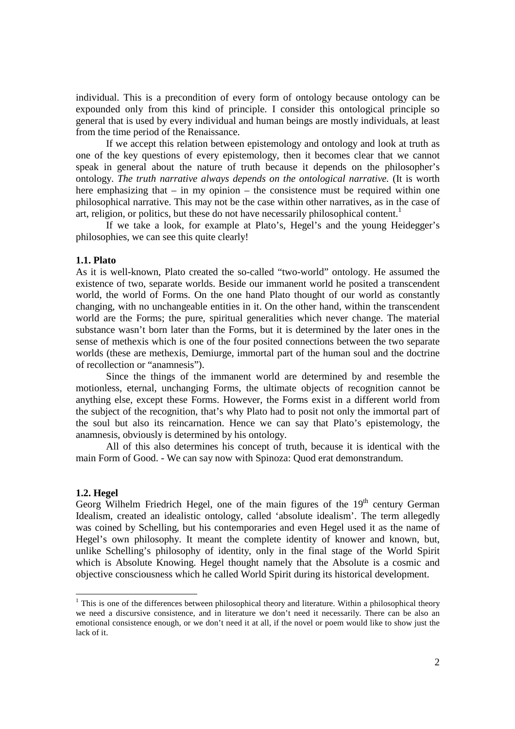individual. This is a precondition of every form of ontology because ontology can be expounded only from this kind of principle. I consider this ontological principle so general that is used by every individual and human beings are mostly individuals, at least from the time period of the Renaissance.

If we accept this relation between epistemology and ontology and look at truth as one of the key questions of every epistemology, then it becomes clear that we cannot speak in general about the nature of truth because it depends on the philosopher's ontology. *The truth narrative always depends on the ontological narrative.* (It is worth here emphasizing that – in my opinion – the consistence must be required within one philosophical narrative. This may not be the case within other narratives, as in the case of art, religion, or politics, but these do not have necessarily philosophical content.[1]

If we take a look, for example at Plato's, Hegel's and the young Heidegger's philosophies, we can see this quite clearly!

### 1.1. Plato

As it is well-known, Plato created the so-called "two-world" ontology. He assumed the existence of two, separate worlds. Beside our immanent world he posited a transcendent world, the world of Forms. On the one hand Plato thought of our world as constantly changing, with no unchangeable entities in it. On the other hand, within the transcendent world are the Forms; the pure, spiritual generalities which never change. The material substance wasn't born later than the Forms, but it is determined by the later ones in the sense of methexis which is one of the four posited connections between the two separate worlds (these are methexis, Demiurge, immortal part of the human soul and the doctrine of recollection or "anamnesis").

Since the things of the immanent world are determined by and resemble the motionless, eternal, unchanging Forms, the ultimate objects of recognition cannot be anything else, except these Forms. However, the Forms exist in a different world from the subject of the recognition, that's why Plato had to posit not only the immortal part of the soul but also its reincarnation. Hence we can say that Plato's epistemology, the anamnesis, obviously is determined by his ontology.

All of this also determines his concept of truth, because it is identical with the main Form of Good. - We can say now with Spinoza: Quod erat demonstrandum.

### 1.2. Hegel

Georg Wilhelm Friedrich Hegel, one of the main figures of the 19th century German Idealism, created an idealistic ontology, called 'absolute idealism'. The term allegedly was coined by Schelling, but his contemporaries and even Hegel used it as the name of Hegel's own philosophy. It meant the complete identity of knower and known, but, unlike Schelling's philosophy of identity, only in the final stage of the World Spirit which is Absolute Knowing. Hegel thought namely that the Absolute is a cosmic and objective consciousness which he called World Spirit during its historical development.

---

[1] This is one of the differences between philosophical theory and literature. Within a philosophical theory we need a discursive consistence, and in literature we don't need it necessarily. There can be also an emotional consistence enough, or we don't need it at all, if the novel or poem would like to show just the lack of it.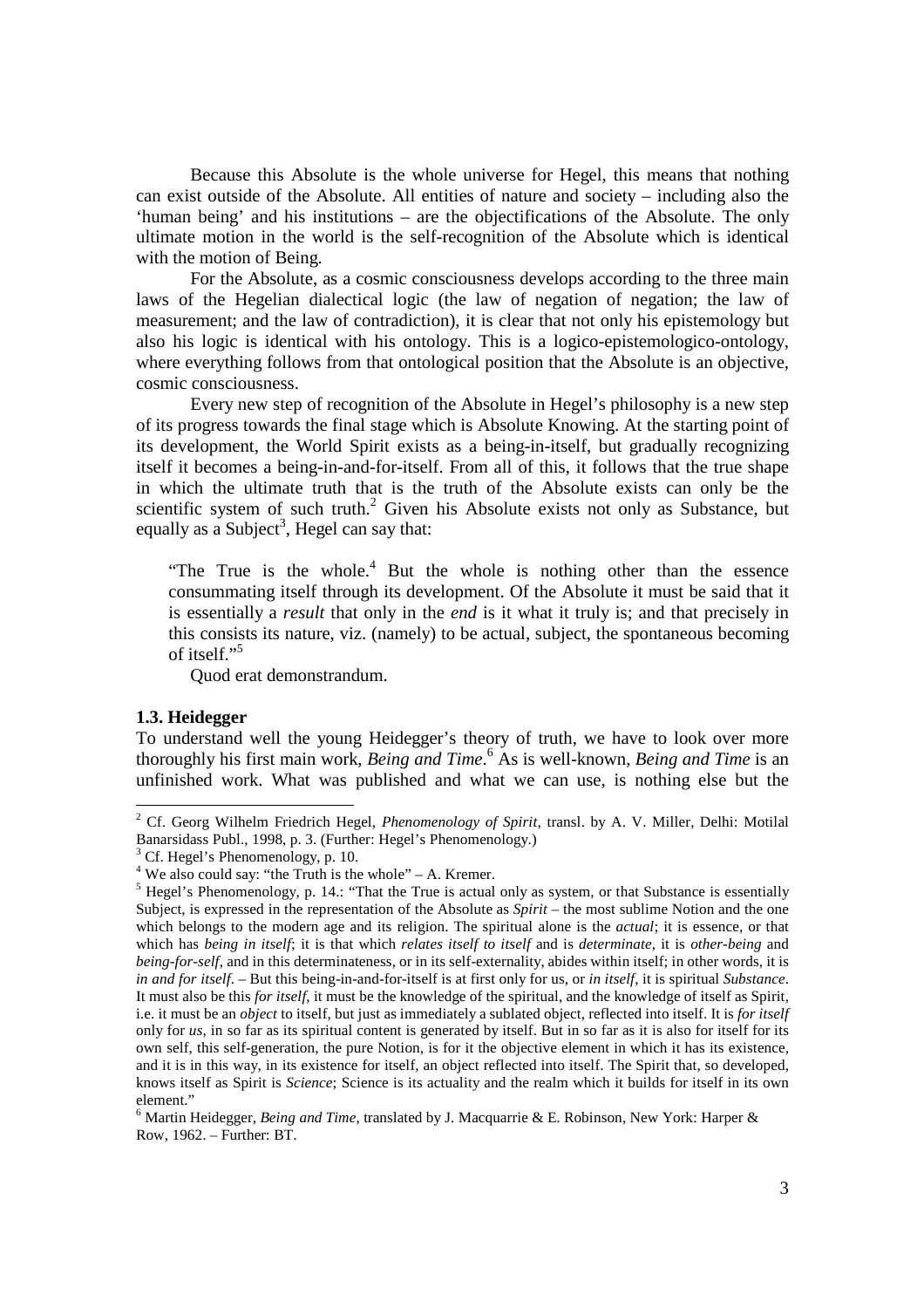Because this Absolute is the whole universe for Hegel, this means that nothing can exist outside of the Absolute. All entities of nature and society – including also the 'human being' and his institutions – are the objectifications of the Absolute. The only ultimate motion in the world is the self-recognition of the Absolute which is identical with the motion of Being.

For the Absolute, as a cosmic consciousness develops according to the three main laws of the Hegelian dialectical logic (the law of negation of negation; the law of measurement; and the law of contradiction), it is clear that not only his epistemology but also his logic is identical with his ontology. This is a logico-epistemologico-ontology, where everything follows from that ontological position that the Absolute is an objective, cosmic consciousness.

Every new step of recognition of the Absolute in Hegel's philosophy is a new step of its progress towards the final stage which is Absolute Knowing. At the starting point of its development, the World Spirit exists as a being-in-itself, but gradually recognizing itself it becomes a being-in-and-for-itself. From all of this, it follows that the true shape in which the ultimate truth that is the truth of the Absolute exists can only be the scientific system of such truth.[2] Given his Absolute exists not only as Substance, but equally as a Subject[3], Hegel can say that:

> "The True is the whole.[4] But the whole is nothing other than the essence consummating itself through its development. Of the Absolute it must be said that it is essentially a *result* that only in the *end* is it what it truly is; and that precisely in this consists its nature, viz. (namely) to be actual, subject, the spontaneous becoming of itself."[5]

Quod erat demonstrandum.

### 1.3. Heidegger

To understand well the young Heidegger's theory of truth, we have to look over more thoroughly his first main work, *Being and Time*.[6] As is well-known, *Being and Time* is an unfinished work. What was published and what we can use, is nothing else but the

---

[2] Cf. Georg Wilhelm Friedrich Hegel, *Phenomenology of Spirit,* transl. by A. V. Miller, Delhi: Motilal Banarsidass Publ., 1998, p. 3. (Further: Hegel's Phenomenology.)

[3] Cf. Hegel's Phenomenology, p. 10.

[4] We also could say: "the Truth is the whole" – A. Kremer.

[5] Hegel's Phenomenology, p. 14.: "That the True is actual only as system, or that Substance is essentially Subject, is expressed in the representation of the Absolute as *Spirit* – the most sublime Notion and the one which belongs to the modern age and its religion. The spiritual alone is the *actual*; it is essence, or that which has *being in itself*; it is that which *relates itself to itself* and is *determinate*, it is *other-being* and *being-for-self*, and in this determinateness, or in its self-externality, abides within itself; in other words, it is *in and for itself*. – But this being-in-and-for-itself is at first only for us, or *in itself*, it is spiritual *Substance*. It must also be this *for itself*, it must be the knowledge of the spiritual, and the knowledge of itself as Spirit, i.e. it must be an *object* to itself, but just as immediately a sublated object, reflected into itself. It is *for itself* only for *us*, in so far as its spiritual content is generated by itself. But in so far as it is also for itself for its own self, this self-generation, the pure Notion, is for it the objective element in which it has its existence, and it is in this way, in its existence for itself, an object reflected into itself. The Spirit that, so developed, knows itself as Spirit is *Science*; Science is its actuality and the realm which it builds for itself in its own element."

[6] Martin Heidegger, *Being and Time*, translated by J. Macquarrie & E. Robinson, New York: Harper & Row, 1962. – Further: BT.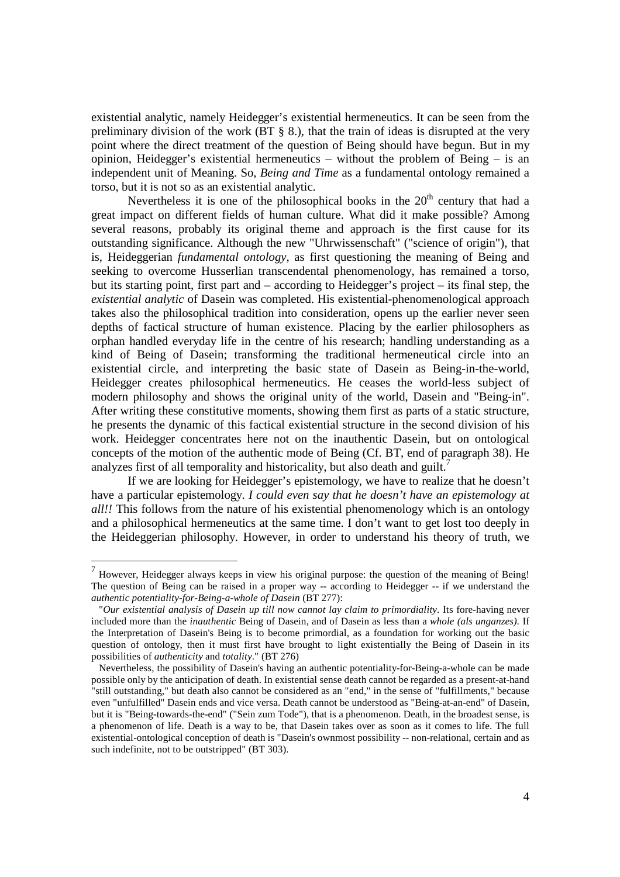existential analytic, namely Heidegger's existential hermeneutics. It can be seen from the preliminary division of the work (BT § 8.), that the train of ideas is disrupted at the very point where the direct treatment of the question of Being should have begun. But in my opinion, Heidegger's existential hermeneutics – without the problem of Being – is an independent unit of Meaning. So, *Being and Time* as a fundamental ontology remained a torso, but it is not so as an existential analytic.

Nevertheless it is one of the philosophical books in the 20th century that had a great impact on different fields of human culture. What did it make possible? Among several reasons, probably its original theme and approach is the first cause for its outstanding significance. Although the new "Uhrwissenschaft" ("science of origin"), that is, Heideggerian *fundamental ontology*, as first questioning the meaning of Being and seeking to overcome Husserlian transcendental phenomenology, has remained a torso, but its starting point, first part and – according to Heidegger's project – its final step, the *existential analytic* of Dasein was completed. His existential-phenomenological approach takes also the philosophical tradition into consideration, opens up the earlier never seen depths of factical structure of human existence. Placing by the earlier philosophers as orphan handled everyday life in the centre of his research; handling understanding as a kind of Being of Dasein; transforming the traditional hermeneutical circle into an existential circle, and interpreting the basic state of Dasein as Being-in-the-world, Heidegger creates philosophical hermeneutics. He ceases the world-less subject of modern philosophy and shows the original unity of the world, Dasein and "Being-in". After writing these constitutive moments, showing them first as parts of a static structure, he presents the dynamic of this factical existential structure in the second division of his work. Heidegger concentrates here not on the inauthentic Dasein, but on ontological concepts of the motion of the authentic mode of Being (Cf. BT, end of paragraph 38). He analyzes first of all temporality and historicality, but also death and guilt.[7]

If we are looking for Heidegger's epistemology, we have to realize that he doesn't have a particular epistemology. *I could even say that he doesn't have an epistemology at all!!* This follows from the nature of his existential phenomenology which is an ontology and a philosophical hermeneutics at the same time. I don't want to get lost too deeply in the Heideggerian philosophy. However, in order to understand his theory of truth, we

---

[7] However, Heidegger always keeps in view his original purpose: the question of the meaning of Being! The question of Being can be raised in a proper way -- according to Heidegger -- if we understand the *authentic potentiality-for-Being-a-whole of Dasein* (BT 277):

"*Our existential analysis of Dasein up till now cannot lay claim to primordiality*. Its fore-having never included more than the *inauthentic* Being of Dasein, and of Dasein as less than a *whole (als unganzes)*. If the Interpretation of Dasein's Being is to become primordial, as a foundation for working out the basic question of ontology, then it must first have brought to light existentially the Being of Dasein in its possibilities of *authenticity* and *totality*." (BT 276)

Nevertheless, the possibility of Dasein's having an authentic potentiality-for-Being-a-whole can be made possible only by the anticipation of death. In existential sense death cannot be regarded as a present-at-hand "still outstanding," but death also cannot be considered as an "end," in the sense of "fulfillments," because even "unfulfilled" Dasein ends and vice versa. Death cannot be understood as "Being-at-an-end" of Dasein, but it is "Being-towards-the-end" ("Sein zum Tode"), that is a phenomenon. Death, in the broadest sense, is a phenomenon of life. Death is a way to be, that Dasein takes over as soon as it comes to life. The full existential-ontological conception of death is "Dasein's ownmost possibility -- non-relational, certain and as such indefinite, not to be outstripped" (BT 303).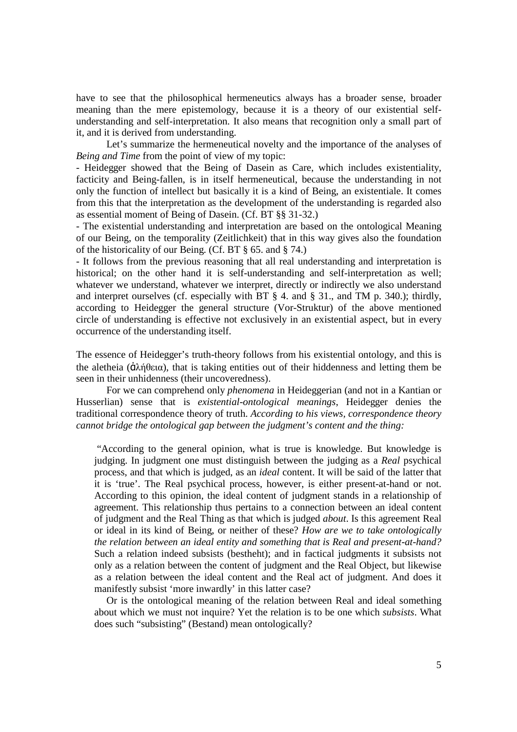have to see that the philosophical hermeneutics always has a broader sense, broader meaning than the mere epistemology, because it is a theory of our existential self-understanding and self-interpretation. It also means that recognition only a small part of it, and it is derived from understanding.

Let's summarize the hermeneutical novelty and the importance of the analyses of *Being and Time* from the point of view of my topic:

- Heidegger showed that the Being of Dasein as Care, which includes existentiality, facticity and Being-fallen, is in itself hermeneutical, because the understanding in not only the function of intellect but basically it is a kind of Being, an existentiale. It comes from this that the interpretation as the development of the understanding is regarded also as essential moment of Being of Dasein. (Cf. BT §§ 31-32.)
- The existential understanding and interpretation are based on the ontological Meaning of our Being, on the temporality (Zeitlichkeit) that in this way gives also the foundation of the historicality of our Being. (Cf. BT § 65. and § 74.)
- It follows from the previous reasoning that all real understanding and interpretation is historical; on the other hand it is self-understanding and self-interpretation as well; whatever we understand, whatever we interpret, directly or indirectly we also understand and interpret ourselves (cf. especially with BT § 4. and § 31., and TM p. 340.); thirdly, according to Heidegger the general structure (Vor-Struktur) of the above mentioned circle of understanding is effective not exclusively in an existential aspect, but in every occurrence of the understanding itself.

The essence of Heidegger's truth-theory follows from his existential ontology, and this is the aletheia (ἀλήθεια), that is taking entities out of their hiddenness and letting them be seen in their unhiddenness (their uncoveredness).

For we can comprehend only *phenomena* in Heideggerian (and not in a Kantian or Husserlian) sense that is *existential-ontological meanings*, Heidegger denies the traditional correspondence theory of truth. *According to his views, correspondence theory cannot bridge the ontological gap between the judgment's content and the thing:*

> "According to the general opinion, what is true is knowledge. But knowledge is judging. In judgment one must distinguish between the judging as a *Real* psychical process, and that which is judged, as an *ideal* content. It will be said of the latter that it is 'true'. The Real psychical process, however, is either present-at-hand or not. According to this opinion, the ideal content of judgment stands in a relationship of agreement. This relationship thus pertains to a connection between an ideal content of judgment and the Real Thing as that which is judged *about*. Is this agreement Real or ideal in its kind of Being, or neither of these? *How are we to take ontologically the relation between an ideal entity and something that is Real and present-at-hand?* Such a relation indeed subsists (besteht); and in factical judgments it subsists not only as a relation between the content of judgment and the Real Object, but likewise as a relation between the ideal content and the Real act of judgment. And does it manifestly subsist 'more inwardly' in this latter case?
>
> Or is the ontological meaning of the relation between Real and ideal something about which we must not inquire? Yet the relation is to be one which *subsists*. What does such "subsisting" (Bestand) mean ontologically?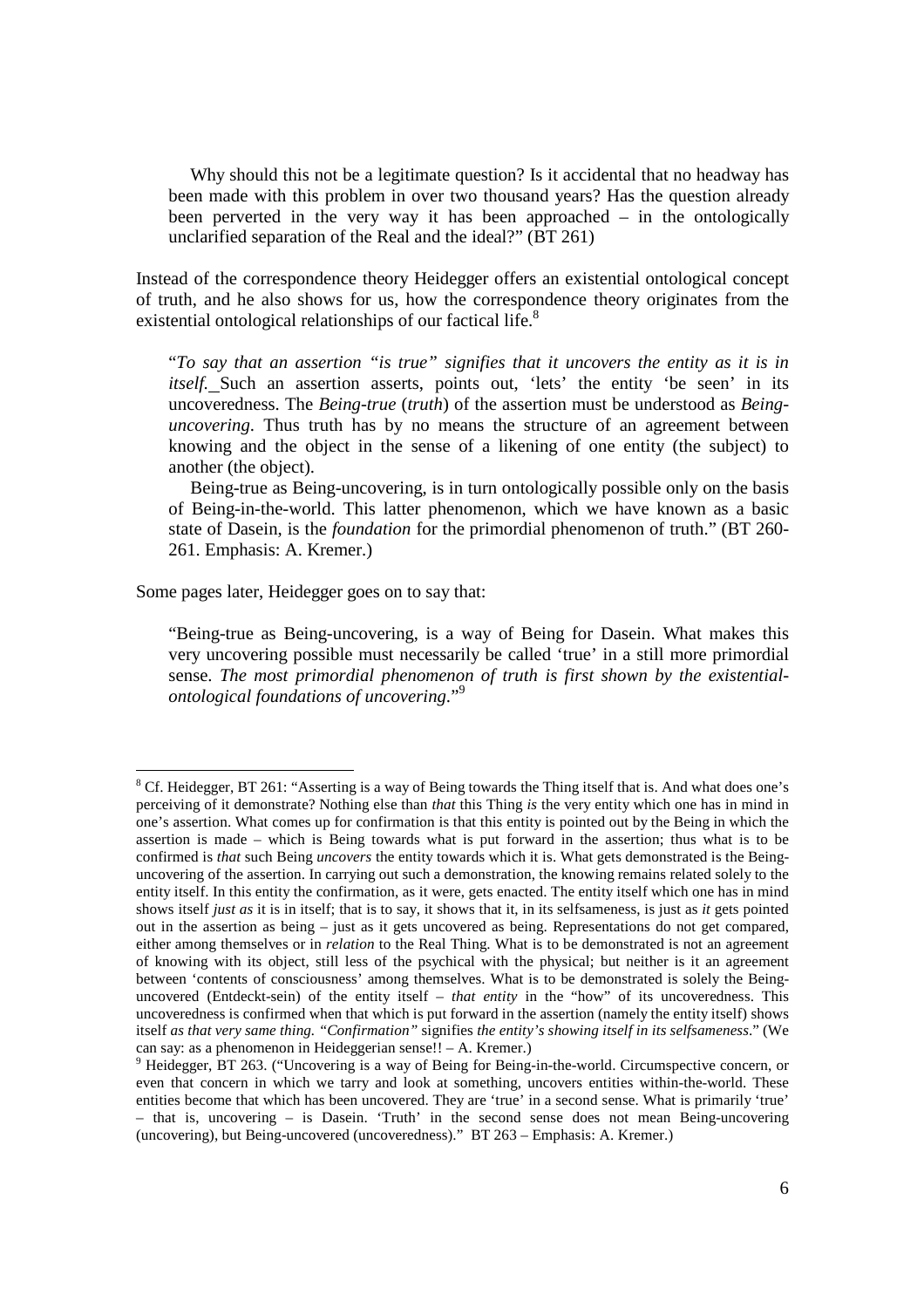> Why should this not be a legitimate question? Is it accidental that no headway has been made with this problem in over two thousand years? Has the question already been perverted in the very way it has been approached – in the ontologically unclarified separation of the Real and the ideal?" (BT 261)

Instead of the correspondence theory Heidegger offers an existential ontological concept of truth, and he also shows for us, how the correspondence theory originates from the existential ontological relationships of our factical life.[8]

> "*To say that an assertion "is true" signifies that it uncovers the entity as it is in itself.* Such an assertion asserts, points out, 'lets' the entity 'be seen' in its uncoveredness. The *Being-true* (*truth*) of the assertion must be understood as *Being-uncovering*. Thus truth has by no means the structure of an agreement between knowing and the object in the sense of a likening of one entity (the subject) to another (the object).
>
> Being-true as Being-uncovering, is in turn ontologically possible only on the basis of Being-in-the-world. This latter phenomenon, which we have known as a basic state of Dasein, is the *foundation* for the primordial phenomenon of truth." (BT 260-261. Emphasis: A. Kremer.)

Some pages later, Heidegger goes on to say that:

> "Being-true as Being-uncovering, is a way of Being for Dasein. What makes this very uncovering possible must necessarily be called 'true' in a still more primordial sense. *The most primordial phenomenon of truth is first shown by the existential-ontological foundations of uncovering.*"[9]

---

[8] Cf. Heidegger, BT 261: "Asserting is a way of Being towards the Thing itself that is. And what does one's perceiving of it demonstrate? Nothing else than *that* this Thing *is* the very entity which one has in mind in one's assertion. What comes up for confirmation is that this entity is pointed out by the Being in which the assertion is made – which is Being towards what is put forward in the assertion; thus what is to be confirmed is *that* such Being *uncovers* the entity towards which it is. What gets demonstrated is the Being-uncovering of the assertion. In carrying out such a demonstration, the knowing remains related solely to the entity itself. In this entity the confirmation, as it were, gets enacted. The entity itself which one has in mind shows itself *just as* it is in itself; that is to say, it shows that it, in its selfsameness, is just as *it* gets pointed out in the assertion as being – just as it gets uncovered as being. Representations do not get compared, either among themselves or in *relation* to the Real Thing. What is to be demonstrated is not an agreement of knowing with its object, still less of the psychical with the physical; but neither is it an agreement between 'contents of consciousness' among themselves. What is to be demonstrated is solely the Being-uncovered (Entdeckt-sein) of the entity itself – *that entity* in the "how" of its uncoveredness. This uncoveredness is confirmed when that which is put forward in the assertion (namely the entity itself) shows itself *as that very same thing. "Confirmation"* signifies *the entity's showing itself in its selfsameness*." (We can say: as a phenomenon in Heideggerian sense!! – A. Kremer.)

[9] Heidegger, BT 263. ("Uncovering is a way of Being for Being-in-the-world. Circumspective concern, or even that concern in which we tarry and look at something, uncovers entities within-the-world. These entities become that which has been uncovered. They are 'true' in a second sense. What is primarily 'true' – that is, uncovering – is Dasein. 'Truth' in the second sense does not mean Being-uncovering (uncovering), but Being-uncovered (uncoveredness)." BT 263 – Emphasis: A. Kremer.)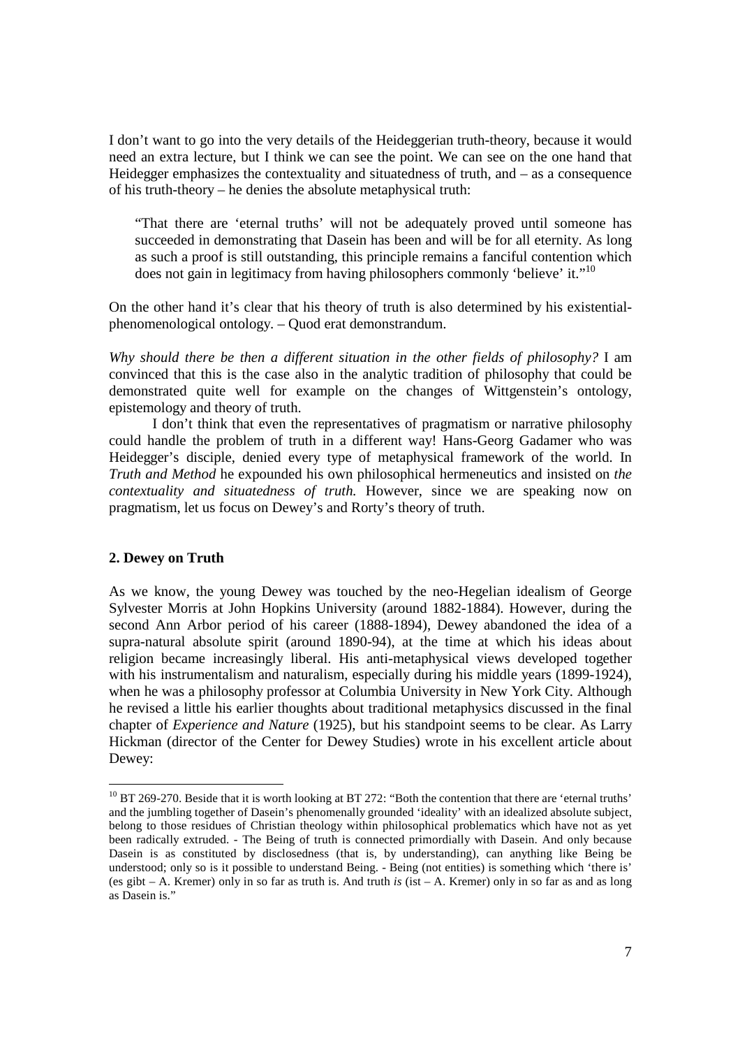I don't want to go into the very details of the Heideggerian truth-theory, because it would need an extra lecture, but I think we can see the point. We can see on the one hand that Heidegger emphasizes the contextuality and situatedness of truth, and – as a consequence of his truth-theory – he denies the absolute metaphysical truth:

> "That there are 'eternal truths' will not be adequately proved until someone has succeeded in demonstrating that Dasein has been and will be for all eternity. As long as such a proof is still outstanding, this principle remains a fanciful contention which does not gain in legitimacy from having philosophers commonly 'believe' it."[10]

On the other hand it's clear that his theory of truth is also determined by his existential-phenomenological ontology. – Quod erat demonstrandum.

*Why should there be then a different situation in the other fields of philosophy?* I am convinced that this is the case also in the analytic tradition of philosophy that could be demonstrated quite well for example on the changes of Wittgenstein's ontology, epistemology and theory of truth.

I don't think that even the representatives of pragmatism or narrative philosophy could handle the problem of truth in a different way! Hans-Georg Gadamer who was Heidegger's disciple, denied every type of metaphysical framework of the world. In *Truth and Method* he expounded his own philosophical hermeneutics and insisted on *the contextuality and situatedness of truth.* However, since we are speaking now on pragmatism, let us focus on Dewey's and Rorty's theory of truth.

## 2. Dewey on Truth

As we know, the young Dewey was touched by the neo-Hegelian idealism of George Sylvester Morris at John Hopkins University (around 1882-1884). However, during the second Ann Arbor period of his career (1888-1894), Dewey abandoned the idea of a supra-natural absolute spirit (around 1890-94), at the time at which his ideas about religion became increasingly liberal. His anti-metaphysical views developed together with his instrumentalism and naturalism, especially during his middle years (1899-1924), when he was a philosophy professor at Columbia University in New York City. Although he revised a little his earlier thoughts about traditional metaphysics discussed in the final chapter of *Experience and Nature* (1925), but his standpoint seems to be clear. As Larry Hickman (director of the Center for Dewey Studies) wrote in his excellent article about Dewey:

---

[10] BT 269-270. Beside that it is worth looking at BT 272: "Both the contention that there are 'eternal truths' and the jumbling together of Dasein's phenomenally grounded 'ideality' with an idealized absolute subject, belong to those residues of Christian theology within philosophical problematics which have not as yet been radically extruded. - The Being of truth is connected primordially with Dasein. And only because Dasein is as constituted by disclosedness (that is, by understanding), can anything like Being be understood; only so is it possible to understand Being. - Being (not entities) is something which 'there is' (es gibt – A. Kremer) only in so far as truth is. And truth *is* (ist – A. Kremer) only in so far as and as long as Dasein is."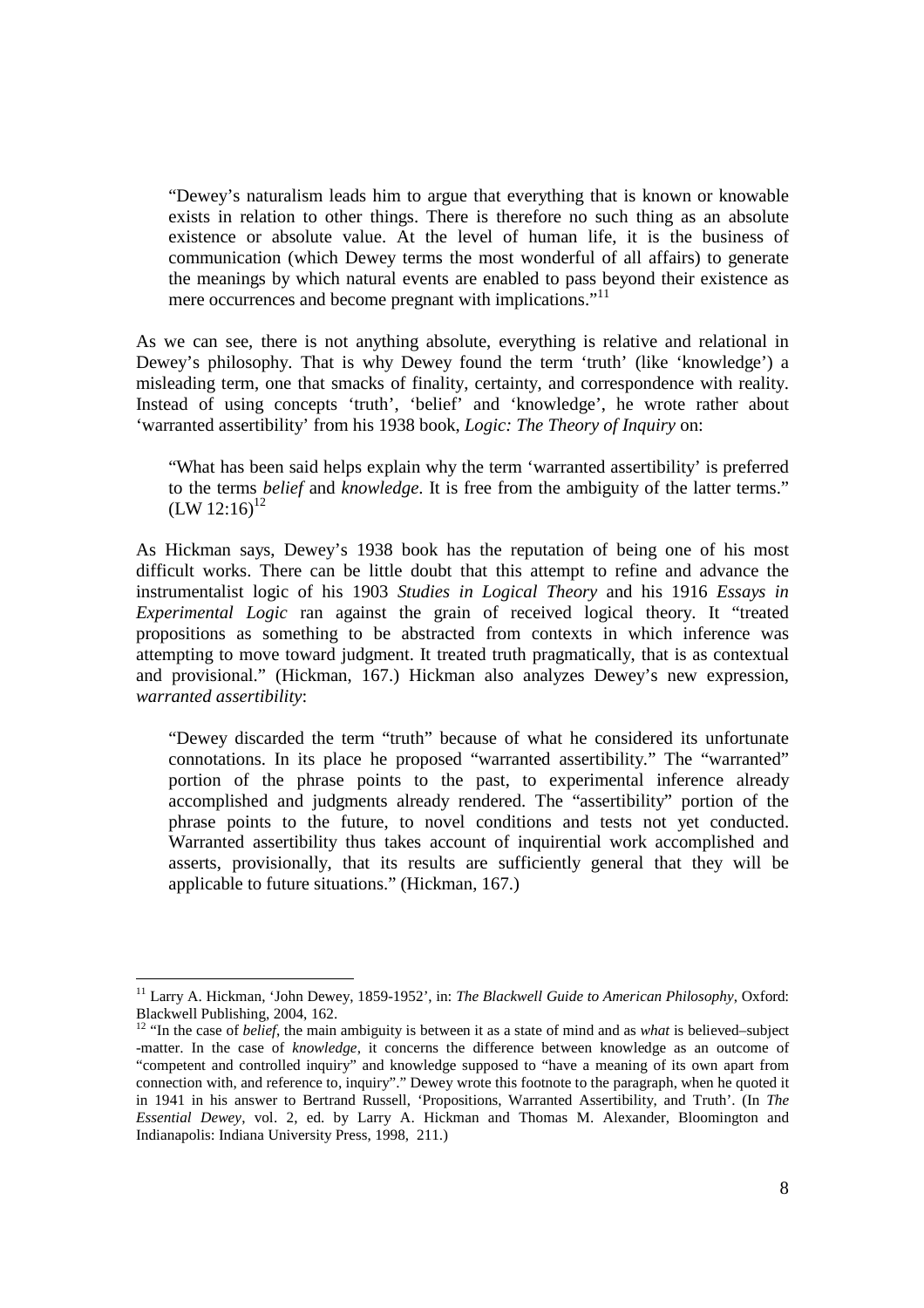> "Dewey's naturalism leads him to argue that everything that is known or knowable exists in relation to other things. There is therefore no such thing as an absolute existence or absolute value. At the level of human life, it is the business of communication (which Dewey terms the most wonderful of all affairs) to generate the meanings by which natural events are enabled to pass beyond their existence as mere occurrences and become pregnant with implications."[11]

As we can see, there is not anything absolute, everything is relative and relational in Dewey's philosophy. That is why Dewey found the term 'truth' (like 'knowledge') a misleading term, one that smacks of finality, certainty, and correspondence with reality. Instead of using concepts 'truth', 'belief' and 'knowledge', he wrote rather about 'warranted assertibility' from his 1938 book, *Logic: The Theory of Inquiry* on:

> "What has been said helps explain why the term 'warranted assertibility' is preferred to the terms *belief* and *knowledge*. It is free from the ambiguity of the latter terms." (LW 12:16)[12]

As Hickman says, Dewey's 1938 book has the reputation of being one of his most difficult works. There can be little doubt that this attempt to refine and advance the instrumentalist logic of his 1903 *Studies in Logical Theory* and his 1916 *Essays in Experimental Logic* ran against the grain of received logical theory. It "treated propositions as something to be abstracted from contexts in which inference was attempting to move toward judgment. It treated truth pragmatically, that is as contextual and provisional." (Hickman, 167.) Hickman also analyzes Dewey's new expression, *warranted assertibility*:

> "Dewey discarded the term "truth" because of what he considered its unfortunate connotations. In its place he proposed "warranted assertibility." The "warranted" portion of the phrase points to the past, to experimental inference already accomplished and judgments already rendered. The "assertibility" portion of the phrase points to the future, to novel conditions and tests not yet conducted. Warranted assertibility thus takes account of inquirential work accomplished and asserts, provisionally, that its results are sufficiently general that they will be applicable to future situations." (Hickman, 167.)

---

[11] Larry A. Hickman, 'John Dewey, 1859-1952', in: *The Blackwell Guide to American Philosophy*, Oxford: Blackwell Publishing, 2004, 162.

[12] "In the case of *belief*, the main ambiguity is between it as a state of mind and as *what* is believed–subject -matter. In the case of *knowledge*, it concerns the difference between knowledge as an outcome of "competent and controlled inquiry" and knowledge supposed to "have a meaning of its own apart from connection with, and reference to, inquiry"." Dewey wrote this footnote to the paragraph, when he quoted it in 1941 in his answer to Bertrand Russell, 'Propositions, Warranted Assertibility, and Truth'. (In *The Essential Dewey*, vol. 2, ed. by Larry A. Hickman and Thomas M. Alexander, Bloomington and Indianapolis: Indiana University Press, 1998, 211.)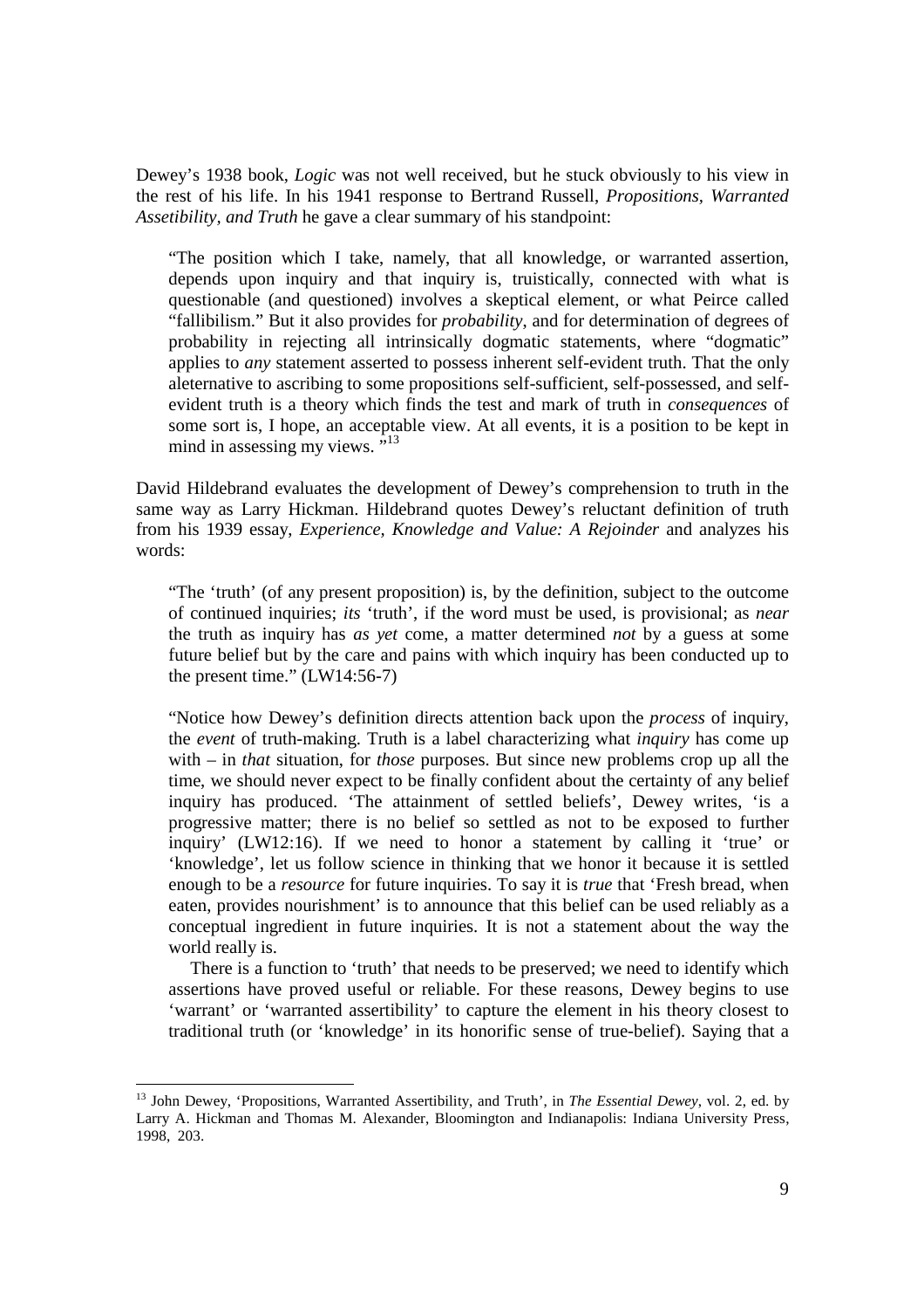Dewey's 1938 book, *Logic* was not well received, but he stuck obviously to his view in the rest of his life. In his 1941 response to Bertrand Russell, *Propositions, Warranted Assetibility, and Truth* he gave a clear summary of his standpoint:

> "The position which I take, namely, that all knowledge, or warranted assertion, depends upon inquiry and that inquiry is, truistically, connected with what is questionable (and questioned) involves a skeptical element, or what Peirce called "fallibilism." But it also provides for *probability*, and for determination of degrees of probability in rejecting all intrinsically dogmatic statements, where "dogmatic" applies to *any* statement asserted to possess inherent self-evident truth. That the only aleternative to ascribing to some propositions self-sufficient, self-possessed, and self-evident truth is a theory which finds the test and mark of truth in *consequences* of some sort is, I hope, an acceptable view. At all events, it is a position to be kept in mind in assessing my views. "[13]

David Hildebrand evaluates the development of Dewey's comprehension to truth in the same way as Larry Hickman. Hildebrand quotes Dewey's reluctant definition of truth from his 1939 essay, *Experience, Knowledge and Value: A Rejoinder* and analyzes his words:

> "The 'truth' (of any present proposition) is, by the definition, subject to the outcome of continued inquiries; *its* 'truth', if the word must be used, is provisional; as *near* the truth as inquiry has *as yet* come, a matter determined *not* by a guess at some future belief but by the care and pains with which inquiry has been conducted up to the present time." (LW14:56-7)
>
> "Notice how Dewey's definition directs attention back upon the *process* of inquiry, the *event* of truth-making. Truth is a label characterizing what *inquiry* has come up with – in *that* situation, for *those* purposes. But since new problems crop up all the time, we should never expect to be finally confident about the certainty of any belief inquiry has produced. 'The attainment of settled beliefs', Dewey writes, 'is a progressive matter; there is no belief so settled as not to be exposed to further inquiry' (LW12:16). If we need to honor a statement by calling it 'true' or 'knowledge', let us follow science in thinking that we honor it because it is settled enough to be a *resource* for future inquiries. To say it is *true* that 'Fresh bread, when eaten, provides nourishment' is to announce that this belief can be used reliably as a conceptual ingredient in future inquiries. It is not a statement about the way the world really is.
>
> There is a function to 'truth' that needs to be preserved; we need to identify which assertions have proved useful or reliable. For these reasons, Dewey begins to use 'warrant' or 'warranted assertibility' to capture the element in his theory closest to traditional truth (or 'knowledge' in its honorific sense of true-belief). Saying that a

[13] John Dewey, 'Propositions, Warranted Assertibility, and Truth', in *The Essential Dewey*, vol. 2, ed. by Larry A. Hickman and Thomas M. Alexander, Bloomington and Indianapolis: Indiana University Press, 1998, 203.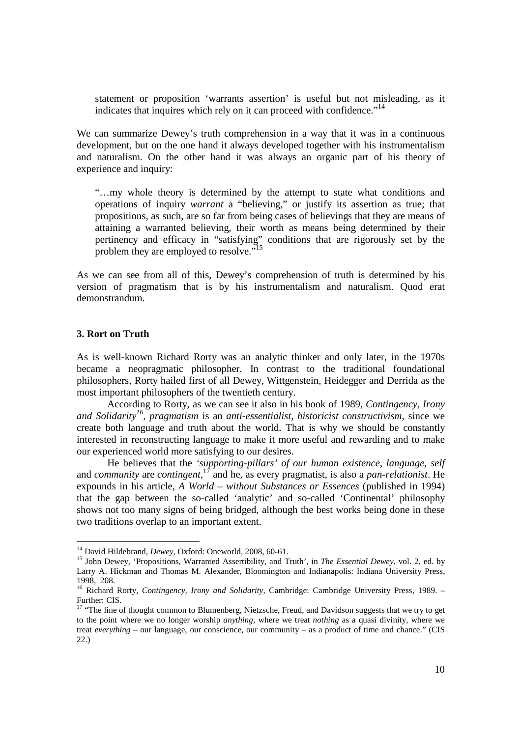> statement or proposition 'warrants assertion' is useful but not misleading, as it indicates that inquires which rely on it can proceed with confidence."[14]

We can summarize Dewey's truth comprehension in a way that it was in a continuous development, but on the one hand it always developed together with his instrumentalism and naturalism. On the other hand it was always an organic part of his theory of experience and inquiry:

> "…my whole theory is determined by the attempt to state what conditions and operations of inquiry *warrant* a "believing," or justify its assertion as true; that propositions, as such, are so far from being cases of believings that they are means of attaining a warranted believing, their worth as means being determined by their pertinency and efficacy in "satisfying" conditions that are rigorously set by the problem they are employed to resolve."[15]

As we can see from all of this, Dewey's comprehension of truth is determined by his version of pragmatism that is by his instrumentalism and naturalism. Quod erat demonstrandum.

### 3. Rort on Truth

As is well-known Richard Rorty was an analytic thinker and only later, in the 1970s became a neopragmatic philosopher. In contrast to the traditional foundational philosophers, Rorty hailed first of all Dewey, Wittgenstein, Heidegger and Derrida as the most important philosophers of the twentieth century.

According to Rorty, as we can see it also in his book of 1989, *Contingency, Irony and Solidarity*[16], *pragmatism* is an *anti-essentialist, historicist constructivism*, since we create both language and truth about the world. That is why we should be constantly interested in reconstructing language to make it more useful and rewarding and to make our experienced world more satisfying to our desires.

He believes that the *'supporting-pillars' of our human existence*, *language*, *self* and *community* are *contingent*,[17] and he, as every pragmatist, is also a *pan-relationist*. He expounds in his article, *A World – without Substances or Essences* (published in 1994) that the gap between the so-called 'analytic' and so-called 'Continental' philosophy shows not too many signs of being bridged, although the best works being done in these two traditions overlap to an important extent.

---

[14] David Hildebrand, *Dewey*, Oxford: Oneworld, 2008, 60-61.

[15] John Dewey, 'Propositions, Warranted Assertibility, and Truth', in *The Essential Dewey*, vol. 2, ed. by Larry A. Hickman and Thomas M. Alexander, Bloomington and Indianapolis: Indiana University Press, 1998, 208.

[16] Richard Rorty, *Contingency, Irony and Solidarity*, Cambridge: Cambridge University Press, 1989. – Further: CIS.

[17] "The line of thought common to Blumenberg, Nietzsche, Freud, and Davidson suggests that we try to get to the point where we no longer worship *anything*, where we treat *nothing* as a quasi divinity, where we treat *everything* – our language, our conscience, our community – as a product of time and chance." (CIS 22.)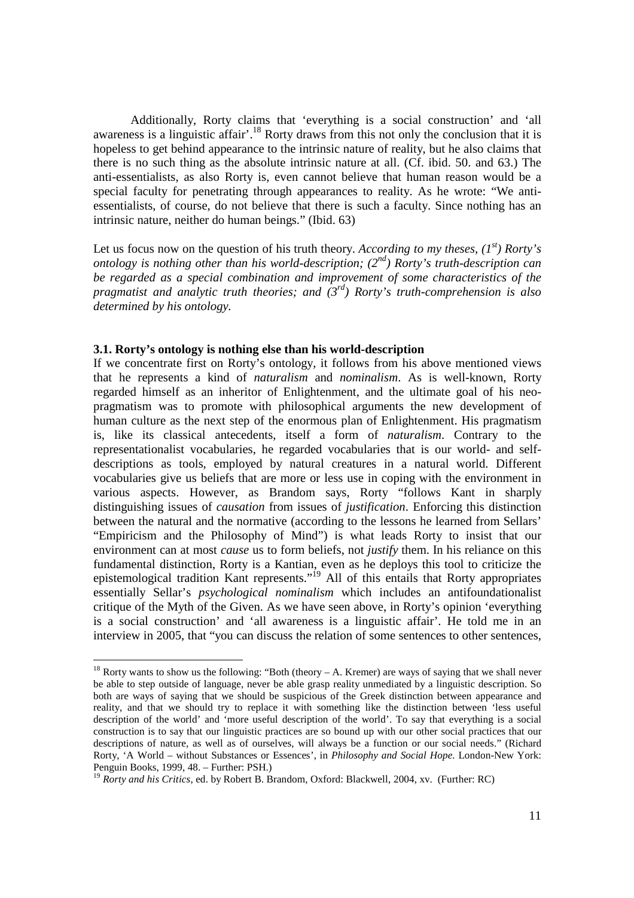Additionally, Rorty claims that 'everything is a social construction' and 'all awareness is a linguistic affair'.[18] Rorty draws from this not only the conclusion that it is hopeless to get behind appearance to the intrinsic nature of reality, but he also claims that there is no such thing as the absolute intrinsic nature at all. (Cf. ibid. 50. and 63.) The anti-essentialists, as also Rorty is, even cannot believe that human reason would be a special faculty for penetrating through appearances to reality. As he wrote: "We anti-essentialists, of course, do not believe that there is such a faculty. Since nothing has an intrinsic nature, neither do human beings." (Ibid. 63)

Let us focus now on the question of his truth theory. *According to my theses, (1st) Rorty's ontology is nothing other than his world-description; (2nd) Rorty's truth-description can be regarded as a special combination and improvement of some characteristics of the pragmatist and analytic truth theories; and (3rd) Rorty's truth-comprehension is also determined by his ontology.*

### 3.1. Rorty's ontology is nothing else than his world-description

If we concentrate first on Rorty's ontology, it follows from his above mentioned views that he represents a kind of *naturalism* and *nominalism*. As is well-known, Rorty regarded himself as an inheritor of Enlightenment, and the ultimate goal of his neo-pragmatism was to promote with philosophical arguments the new development of human culture as the next step of the enormous plan of Enlightenment. His pragmatism is, like its classical antecedents, itself a form of *naturalism*. Contrary to the representationalist vocabularies, he regarded vocabularies that is our world- and self-descriptions as tools, employed by natural creatures in a natural world. Different vocabularies give us beliefs that are more or less use in coping with the environment in various aspects. However, as Brandom says, Rorty "follows Kant in sharply distinguishing issues of *causation* from issues of *justification*. Enforcing this distinction between the natural and the normative (according to the lessons he learned from Sellars' "Empiricism and the Philosophy of Mind") is what leads Rorty to insist that our environment can at most *cause* us to form beliefs, not *justify* them. In his reliance on this fundamental distinction, Rorty is a Kantian, even as he deploys this tool to criticize the epistemological tradition Kant represents."[19] All of this entails that Rorty appropriates essentially Sellar's *psychological nominalism* which includes an antifoundationalist critique of the Myth of the Given. As we have seen above, in Rorty's opinion 'everything is a social construction' and 'all awareness is a linguistic affair'. He told me in an interview in 2005, that "you can discuss the relation of some sentences to other sentences,

---

[18] Rorty wants to show us the following: "Both (theory – A. Kremer) are ways of saying that we shall never be able to step outside of language, never be able grasp reality unmediated by a linguistic description. So both are ways of saying that we should be suspicious of the Greek distinction between appearance and reality, and that we should try to replace it with something like the distinction between 'less useful description of the world' and 'more useful description of the world'. To say that everything is a social construction is to say that our linguistic practices are so bound up with our other social practices that our descriptions of nature, as well as of ourselves, will always be a function or our social needs." (Richard Rorty, 'A World – without Substances or Essences', in *Philosophy and Social Hope.* London-New York: Penguin Books, 1999, 48. – Further: PSH.)

[19] *Rorty and his Critics*, ed. by Robert B. Brandom, Oxford: Blackwell, 2004, xv. (Further: RC)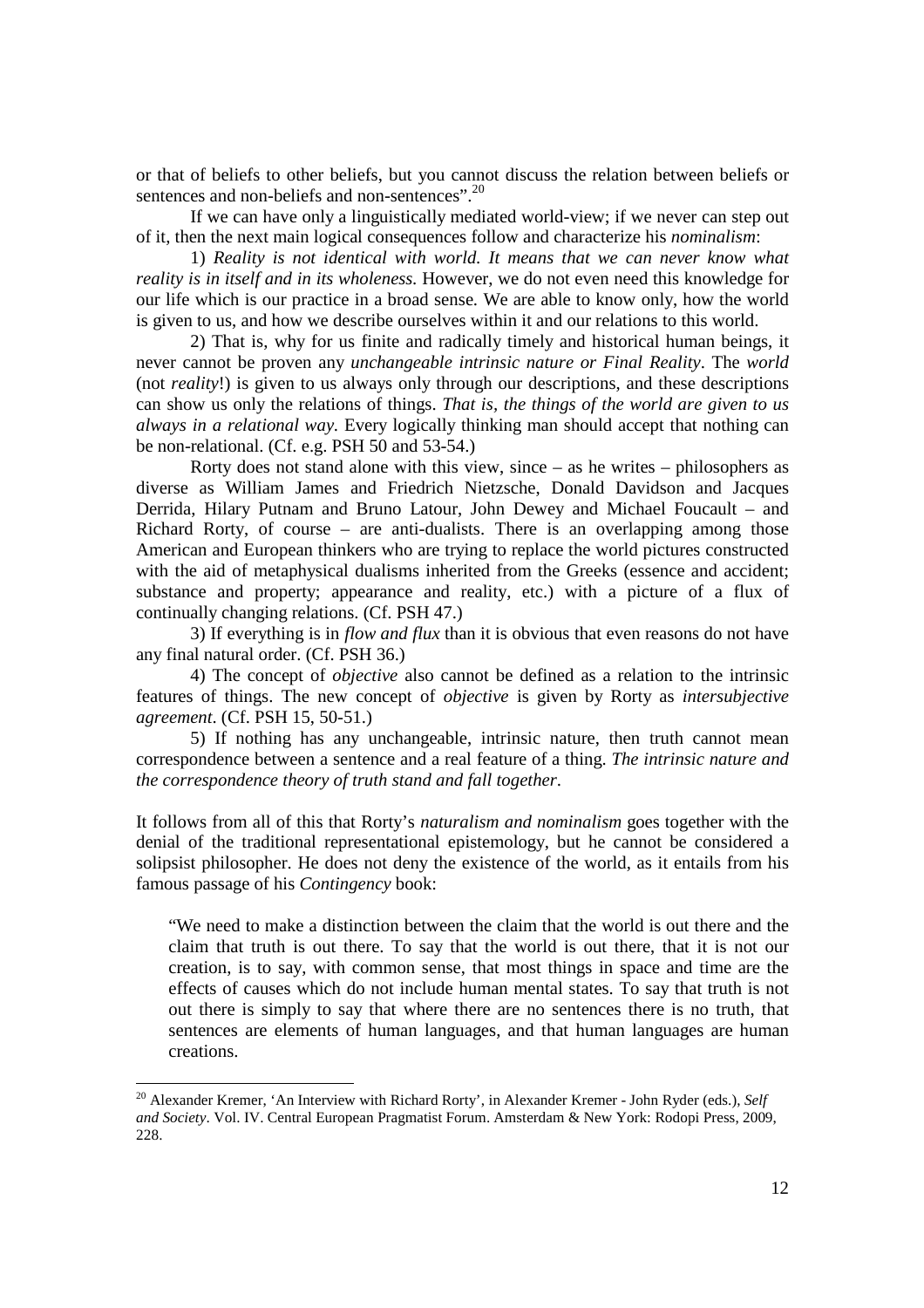or that of beliefs to other beliefs, but you cannot discuss the relation between beliefs or sentences and non-beliefs and non-sentences".[20]

If we can have only a linguistically mediated world-view; if we never can step out of it, then the next main logical consequences follow and characterize his *nominalism*:

1) *Reality is not identical with world. It means that we can never know what reality is in itself and in its wholeness.* However, we do not even need this knowledge for our life which is our practice in a broad sense. We are able to know only, how the world is given to us, and how we describe ourselves within it and our relations to this world.

2) That is, why for us finite and radically timely and historical human beings, it never cannot be proven any *unchangeable intrinsic nature or Final Reality*. The *world* (not *reality*!) is given to us always only through our descriptions, and these descriptions can show us only the relations of things. *That is, the things of the world are given to us always in a relational way.* Every logically thinking man should accept that nothing can be non-relational. (Cf. e.g. PSH 50 and 53-54.)

Rorty does not stand alone with this view, since – as he writes – philosophers as diverse as William James and Friedrich Nietzsche, Donald Davidson and Jacques Derrida, Hilary Putnam and Bruno Latour, John Dewey and Michael Foucault – and Richard Rorty, of course – are anti-dualists. There is an overlapping among those American and European thinkers who are trying to replace the world pictures constructed with the aid of metaphysical dualisms inherited from the Greeks (essence and accident; substance and property; appearance and reality, etc.) with a picture of a flux of continually changing relations. (Cf. PSH 47.)

3) If everything is in *flow and flux* than it is obvious that even reasons do not have any final natural order. (Cf. PSH 36.)

4) The concept of *objective* also cannot be defined as a relation to the intrinsic features of things. The new concept of *objective* is given by Rorty as *intersubjective agreement*. (Cf. PSH 15, 50-51.)

5) If nothing has any unchangeable, intrinsic nature, then truth cannot mean correspondence between a sentence and a real feature of a thing. *The intrinsic nature and the correspondence theory of truth stand and fall together*.

It follows from all of this that Rorty's *naturalism and nominalism* goes together with the denial of the traditional representational epistemology, but he cannot be considered a solipsist philosopher. He does not deny the existence of the world, as it entails from his famous passage of his *Contingency* book:

> "We need to make a distinction between the claim that the world is out there and the claim that truth is out there. To say that the world is out there, that it is not our creation, is to say, with common sense, that most things in space and time are the effects of causes which do not include human mental states. To say that truth is not out there is simply to say that where there are no sentences there is no truth, that sentences are elements of human languages, and that human languages are human creations.

---

[20] Alexander Kremer, 'An Interview with Richard Rorty', in Alexander Kremer - John Ryder (eds.), *Self and Society*. Vol. IV. Central European Pragmatist Forum. Amsterdam & New York: Rodopi Press, 2009, 228.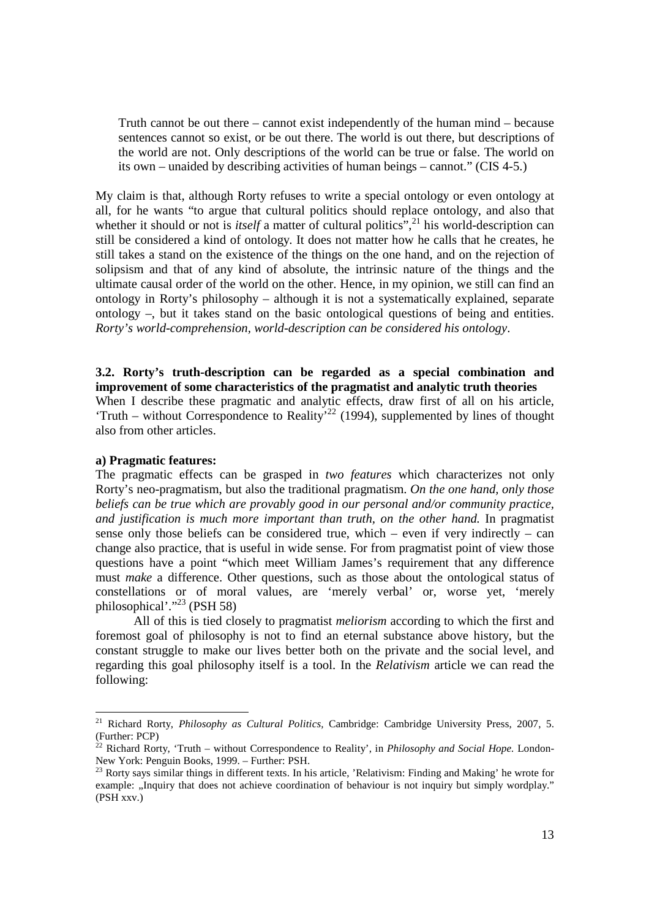> Truth cannot be out there – cannot exist independently of the human mind – because sentences cannot so exist, or be out there. The world is out there, but descriptions of the world are not. Only descriptions of the world can be true or false. The world on its own – unaided by describing activities of human beings – cannot." (CIS 4-5.)

My claim is that, although Rorty refuses to write a special ontology or even ontology at all, for he wants "to argue that cultural politics should replace ontology, and also that whether it should or not is *itself* a matter of cultural politics",[21] his world-description can still be considered a kind of ontology. It does not matter how he calls that he creates, he still takes a stand on the existence of the things on the one hand, and on the rejection of solipsism and that of any kind of absolute, the intrinsic nature of the things and the ultimate causal order of the world on the other. Hence, in my opinion, we still can find an ontology in Rorty's philosophy – although it is not a systematically explained, separate ontology –, but it takes stand on the basic ontological questions of being and entities. *Rorty's world-comprehension, world-description can be considered his ontology*.

### 3.2. Rorty's truth-description can be regarded as a special combination and improvement of some characteristics of the pragmatist and analytic truth theories

When I describe these pragmatic and analytic effects, draw first of all on his article, 'Truth – without Correspondence to Reality'[22] (1994), supplemented by lines of thought also from other articles.

**a) Pragmatic features:**

The pragmatic effects can be grasped in *two features* which characterizes not only Rorty's neo-pragmatism, but also the traditional pragmatism. *On the one hand, only those beliefs can be true which are provably good in our personal and/or community practice, and justification is much more important than truth, on the other hand.* In pragmatist sense only those beliefs can be considered true, which – even if very indirectly – can change also practice, that is useful in wide sense. For from pragmatist point of view those questions have a point "which meet William James's requirement that any difference must *make* a difference. Other questions, such as those about the ontological status of constellations or of moral values, are 'merely verbal' or, worse yet, 'merely philosophical'."[23] (PSH 58)

All of this is tied closely to pragmatist *meliorism* according to which the first and foremost goal of philosophy is not to find an eternal substance above history, but the constant struggle to make our lives better both on the private and the social level, and regarding this goal philosophy itself is a tool. In the *Relativism* article we can read the following:

---

[21] Richard Rorty, *Philosophy as Cultural Politics,* Cambridge: Cambridge University Press, 2007, 5. (Further: PCP)

[22] Richard Rorty, 'Truth – without Correspondence to Reality', in *Philosophy and Social Hope.* London-New York: Penguin Books, 1999. – Further: PSH.

[23] Rorty says similar things in different texts. In his article, 'Relativism: Finding and Making' he wrote for example: „Inquiry that does not achieve coordination of behaviour is not inquiry but simply wordplay." (PSH xxv.)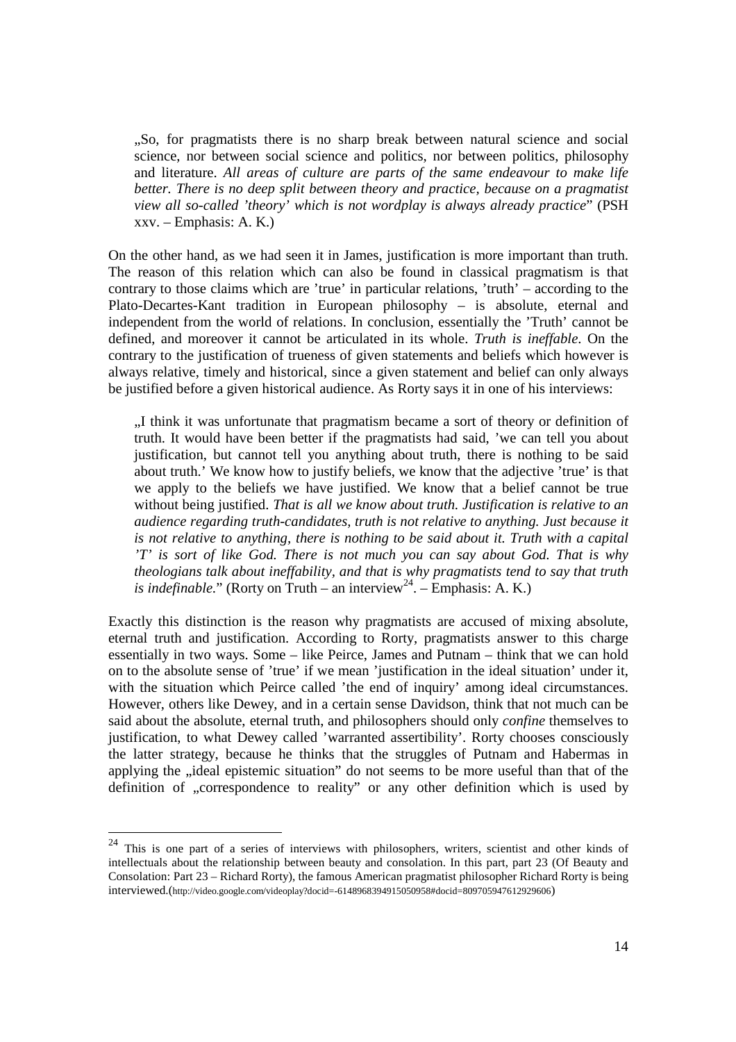„So, for pragmatists there is no sharp break between natural science and social science, nor between social science and politics, nor between politics, philosophy and literature. *All areas of culture are parts of the same endeavour to make life better. There is no deep split between theory and practice, because on a pragmatist view all so-called 'theory' which is not wordplay is always already practice*" (PSH xxv. – Emphasis: A. K.)

On the other hand, as we had seen it in James, justification is more important than truth. The reason of this relation which can also be found in classical pragmatism is that contrary to those claims which are 'true' in particular relations, 'truth' – according to the Plato-Descartes-Kant tradition in European philosophy – is absolute, eternal and independent from the world of relations. In conclusion, essentially the 'Truth' cannot be defined, and moreover it cannot be articulated in its whole. *Truth is ineffable*. On the contrary to the justification of trueness of given statements and beliefs which however is always relative, timely and historical, since a given statement and belief can only always be justified before a given historical audience. As Rorty says it in one of his interviews:

„I think it was unfortunate that pragmatism became a sort of theory or definition of truth. It would have been better if the pragmatists had said, 'we can tell you about justification, but cannot tell you anything about truth, there is nothing to be said about truth.' We know how to justify beliefs, we know that the adjective 'true' is that we apply to the beliefs we have justified. We know that a belief cannot be true without being justified. *That is all we know about truth. Justification is relative to an audience regarding truth-candidates, truth is not relative to anything. Just because it is not relative to anything, there is nothing to be said about it. Truth with a capital 'T' is sort of like God. There is not much you can say about God. That is why theologians talk about ineffability, and that is why pragmatists tend to say that truth is indefinable.*" (Rorty on Truth – an interview[24]. – Emphasis: A. K.)

Exactly this distinction is the reason why pragmatists are accused of mixing absolute, eternal truth and justification. According to Rorty, pragmatists answer to this charge essentially in two ways. Some – like Peirce, James and Putnam – think that we can hold on to the absolute sense of 'true' if we mean 'justification in the ideal situation' under it, with the situation which Peirce called 'the end of inquiry' among ideal circumstances. However, others like Dewey, and in a certain sense Davidson, think that not much can be said about the absolute, eternal truth, and philosophers should only *confine* themselves to justification, to what Dewey called 'warranted assertibility'. Rorty chooses consciously the latter strategy, because he thinks that the struggles of Putnam and Habermas in applying the „ideal epistemic situation" do not seems to be more useful than that of the definition of „correspondence to reality" or any other definition which is used by

---

[24] This is one part of a series of interviews with philosophers, writers, scientist and other kinds of intellectuals about the relationship between beauty and consolation. In this part, part 23 (Of Beauty and Consolation: Part 23 – Richard Rorty), the famous American pragmatist philosopher Richard Rorty is being interviewed.(http://video.google.com/videoplay?docid=-6148968394915050958#docid=809705947612929606)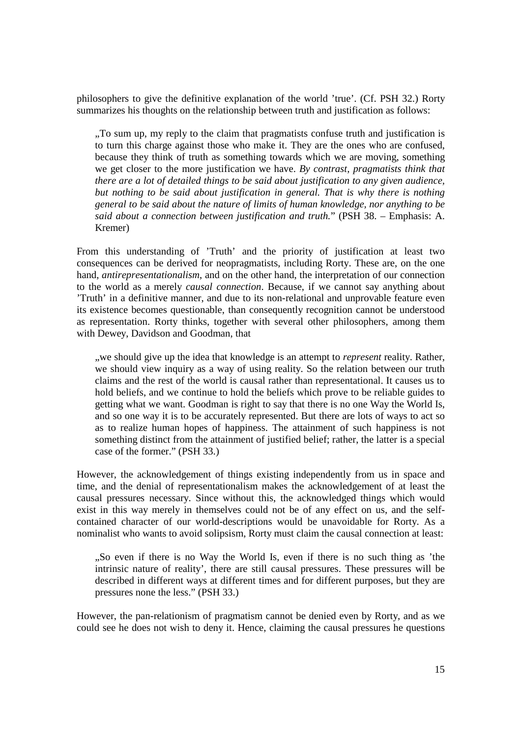philosophers to give the definitive explanation of the world 'true'. (Cf. PSH 32.) Rorty summarizes his thoughts on the relationship between truth and justification as follows:

> „To sum up, my reply to the claim that pragmatists confuse truth and justification is to turn this charge against those who make it. They are the ones who are confused, because they think of truth as something towards which we are moving, something we get closer to the more justification we have. *By contrast, pragmatists think that there are a lot of detailed things to be said about justification to any given audience, but nothing to be said about justification in general. That is why there is nothing general to be said about the nature of limits of human knowledge, nor anything to be said about a connection between justification and truth.*" (PSH 38. – Emphasis: A. Kremer)

From this understanding of 'Truth' and the priority of justification at least two consequences can be derived for neopragmatists, including Rorty. These are, on the one hand, *antirepresentationalism*, and on the other hand, the interpretation of our connection to the world as a merely *causal connection*. Because, if we cannot say anything about 'Truth' in a definitive manner, and due to its non-relational and unprovable feature even its existence becomes questionable, than consequently recognition cannot be understood as representation. Rorty thinks, together with several other philosophers, among them with Dewey, Davidson and Goodman, that

> „we should give up the idea that knowledge is an attempt to *represent* reality. Rather, we should view inquiry as a way of using reality. So the relation between our truth claims and the rest of the world is causal rather than representational. It causes us to hold beliefs, and we continue to hold the beliefs which prove to be reliable guides to getting what we want. Goodman is right to say that there is no one Way the World Is, and so one way it is to be accurately represented. But there are lots of ways to act so as to realize human hopes of happiness. The attainment of such happiness is not something distinct from the attainment of justified belief; rather, the latter is a special case of the former." (PSH 33.)

However, the acknowledgement of things existing independently from us in space and time, and the denial of representationalism makes the acknowledgement of at least the causal pressures necessary. Since without this, the acknowledged things which would exist in this way merely in themselves could not be of any effect on us, and the self-contained character of our world-descriptions would be unavoidable for Rorty. As a nominalist who wants to avoid solipsism, Rorty must claim the causal connection at least:

> „So even if there is no Way the World Is, even if there is no such thing as 'the intrinsic nature of reality', there are still causal pressures. These pressures will be described in different ways at different times and for different purposes, but they are pressures none the less." (PSH 33.)

However, the pan-relationism of pragmatism cannot be denied even by Rorty, and as we could see he does not wish to deny it. Hence, claiming the causal pressures he questions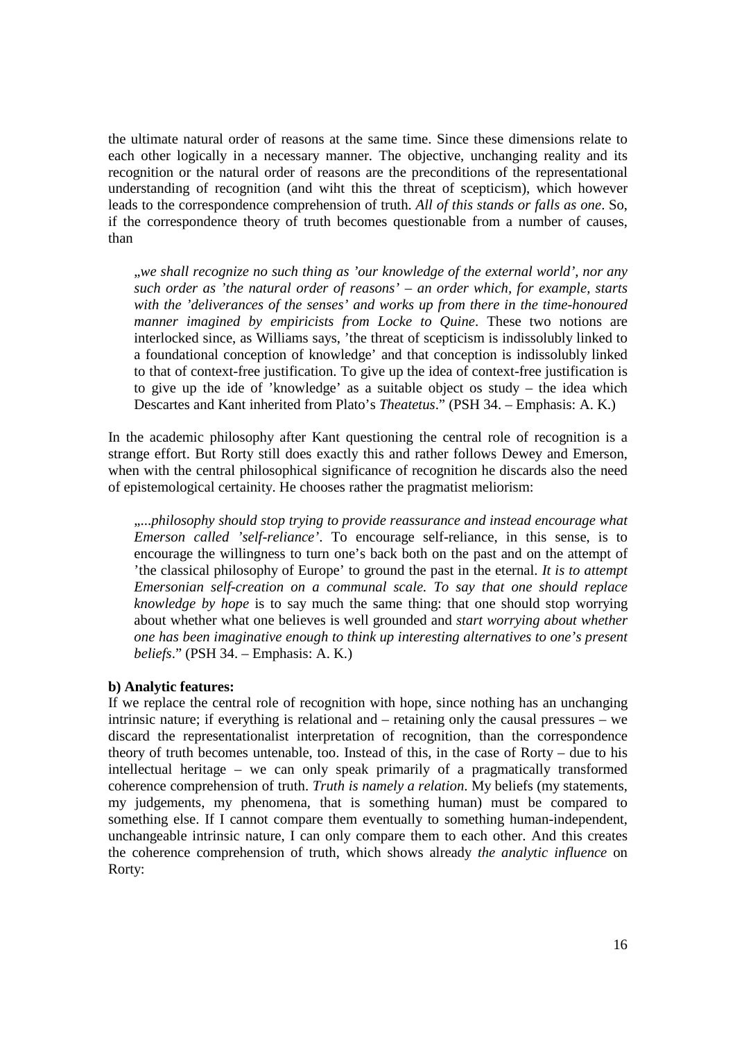the ultimate natural order of reasons at the same time. Since these dimensions relate to each other logically in a necessary manner. The objective, unchanging reality and its recognition or the natural order of reasons are the preconditions of the representational understanding of recognition (and wiht this the threat of scepticism), which however leads to the correspondence comprehension of truth. *All of this stands or falls as one*. So, if the correspondence theory of truth becomes questionable from a number of causes, than

> „*we shall recognize no such thing as 'our knowledge of the external world', nor any such order as 'the natural order of reasons' – an order which, for example, starts with the 'deliverances of the senses' and works up from there in the time-honoured manner imagined by empiricists from Locke to Quine*. These two notions are interlocked since, as Williams says, 'the threat of scepticism is indissolubly linked to a foundational conception of knowledge' and that conception is indissolubly linked to that of context-free justification. To give up the idea of context-free justification is to give up the ide of 'knowledge' as a suitable object os study – the idea which Descartes and Kant inherited from Plato's *Theatetus*." (PSH 34. – Emphasis: A. K.)

In the academic philosophy after Kant questioning the central role of recognition is a strange effort. But Rorty still does exactly this and rather follows Dewey and Emerson, when with the central philosophical significance of recognition he discards also the need of epistemological certainity. He chooses rather the pragmatist meliorism:

> „*...philosophy should stop trying to provide reassurance and instead encourage what Emerson called 'self-reliance'*. To encourage self-reliance, in this sense, is to encourage the willingness to turn one's back both on the past and on the attempt of 'the classical philosophy of Europe' to ground the past in the eternal. *It is to attempt Emersonian self-creation on a communal scale. To say that one should replace knowledge by hope* is to say much the same thing: that one should stop worrying about whether what one believes is well grounded and *start worrying about whether one has been imaginative enough to think up interesting alternatives to one's present beliefs*." (PSH 34. – Emphasis: A. K.)

**b) Analytic features:**

If we replace the central role of recognition with hope, since nothing has an unchanging intrinsic nature; if everything is relational and – retaining only the causal pressures – we discard the representationalist interpretation of recognition, than the correspondence theory of truth becomes untenable, too. Instead of this, in the case of Rorty – due to his intellectual heritage – we can only speak primarily of a pragmatically transformed coherence comprehension of truth. *Truth is namely a relation*. My beliefs (my statements, my judgements, my phenomena, that is something human) must be compared to something else. If I cannot compare them eventually to something human-independent, unchangeable intrinsic nature, I can only compare them to each other. And this creates the coherence comprehension of truth, which shows already *the analytic influence* on Rorty: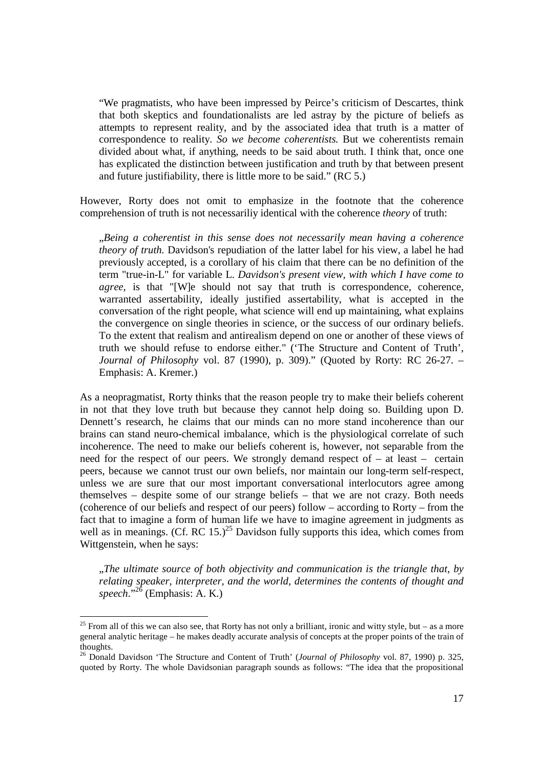> "We pragmatists, who have been impressed by Peirce's criticism of Descartes, think that both skeptics and foundationalists are led astray by the picture of beliefs as attempts to represent reality, and by the associated idea that truth is a matter of correspondence to reality. *So we become coherentists.* But we coherentists remain divided about what, if anything, needs to be said about truth. I think that, once one has explicated the distinction between justification and truth by that between present and future justifiability, there is little more to be said." (RC 5.)

However, Rorty does not omit to emphasize in the footnote that the coherence comprehension of truth is not necessariliy identical with the coherence *theory* of truth:

> „*Being a coherentist in this sense does not necessarily mean having a coherence theory of truth.* Davidson's repudiation of the latter label for his view, a label he had previously accepted, is a corollary of his claim that there can be no definition of the term "true-in-L" for variable L. *Davidson's present view, with which I have come to agree*, is that "[W]e should not say that truth is correspondence, coherence, warranted assertability, ideally justified assertability, what is accepted in the conversation of the right people, what science will end up maintaining, what explains the convergence on single theories in science, or the success of our ordinary beliefs. To the extent that realism and antirealism depend on one or another of these views of truth we should refuse to endorse either." ('The Structure and Content of Truth', *Journal of Philosophy* vol. 87 (1990), p. 309)." (Quoted by Rorty: RC 26-27. – Emphasis: A. Kremer.)

As a neopragmatist, Rorty thinks that the reason people try to make their beliefs coherent in not that they love truth but because they cannot help doing so. Building upon D. Dennett's research, he claims that our minds can no more stand incoherence than our brains can stand neuro-chemical imbalance, which is the physiological correlate of such incoherence. The need to make our beliefs coherent is, however, not separable from the need for the respect of our peers. We strongly demand respect of – at least – certain peers, because we cannot trust our own beliefs, nor maintain our long-term self-respect, unless we are sure that our most important conversational interlocutors agree among themselves – despite some of our strange beliefs – that we are not crazy. Both needs (coherence of our beliefs and respect of our peers) follow – according to Rorty – from the fact that to imagine a form of human life we have to imagine agreement in judgments as well as in meanings. (Cf. RC 15.)[25] Davidson fully supports this idea, which comes from Wittgenstein, when he says:

> „*The ultimate source of both objectivity and communication is the triangle that, by relating speaker, interpreter, and the world, determines the contents of thought and speech*."[26] (Emphasis: A. K.)

---

[25] From all of this we can also see, that Rorty has not only a brilliant, ironic and witty style, but – as a more general analytic heritage – he makes deadly accurate analysis of concepts at the proper points of the train of thoughts.

[26] Donald Davidson 'The Structure and Content of Truth' (*Journal of Philosophy* vol. 87, 1990) p. 325, quoted by Rorty. The whole Davidsonian paragraph sounds as follows: "The idea that the propositional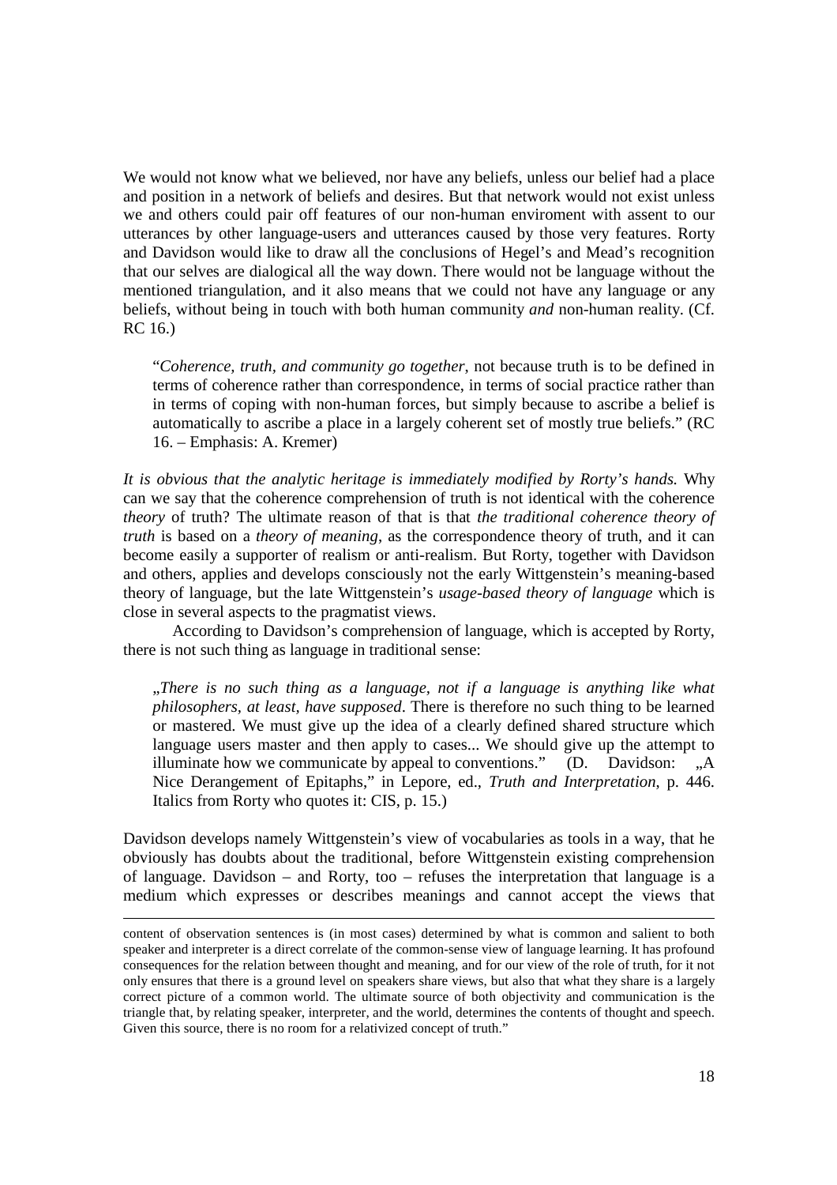We would not know what we believed, nor have any beliefs, unless our belief had a place and position in a network of beliefs and desires. But that network would not exist unless we and others could pair off features of our non-human enviroment with assent to our utterances by other language-users and utterances caused by those very features. Rorty and Davidson would like to draw all the conclusions of Hegel's and Mead's recognition that our selves are dialogical all the way down. There would not be language without the mentioned triangulation, and it also means that we could not have any language or any beliefs, without being in touch with both human community *and* non-human reality. (Cf. RC 16.)

> "*Coherence, truth, and community go together*, not because truth is to be defined in terms of coherence rather than correspondence, in terms of social practice rather than in terms of coping with non-human forces, but simply because to ascribe a belief is automatically to ascribe a place in a largely coherent set of mostly true beliefs." (RC 16. – Emphasis: A. Kremer)

*It is obvious that the analytic heritage is immediately modified by Rorty's hands.* Why can we say that the coherence comprehension of truth is not identical with the coherence *theory* of truth? The ultimate reason of that is that *the traditional coherence theory of truth* is based on a *theory of meaning*, as the correspondence theory of truth, and it can become easily a supporter of realism or anti-realism. But Rorty, together with Davidson and others, applies and develops consciously not the early Wittgenstein's meaning-based theory of language, but the late Wittgenstein's *usage-based theory of language* which is close in several aspects to the pragmatist views.

According to Davidson's comprehension of language, which is accepted by Rorty, there is not such thing as language in traditional sense:

> „*There is no such thing as a language, not if a language is anything like what philosophers, at least, have supposed*. There is therefore no such thing to be learned or mastered. We must give up the idea of a clearly defined shared structure which language users master and then apply to cases... We should give up the attempt to illuminate how we communicate by appeal to conventions." (D. Davidson: „A Nice Derangement of Epitaphs," in Lepore, ed., *Truth and Interpretation*, p. 446. Italics from Rorty who quotes it: CIS, p. 15.)

Davidson develops namely Wittgenstein's view of vocabularies as tools in a way, that he obviously has doubts about the traditional, before Wittgenstein existing comprehension of language. Davidson – and Rorty, too – refuses the interpretation that language is a medium which expresses or describes meanings and cannot accept the views that

---

content of observation sentences is (in most cases) determined by what is common and salient to both speaker and interpreter is a direct correlate of the common-sense view of language learning. It has profound consequences for the relation between thought and meaning, and for our view of the role of truth, for it not only ensures that there is a ground level on speakers share views, but also that what they share is a largely correct picture of a common world. The ultimate source of both objectivity and communication is the triangle that, by relating speaker, interpreter, and the world, determines the contents of thought and speech. Given this source, there is no room for a relativized concept of truth."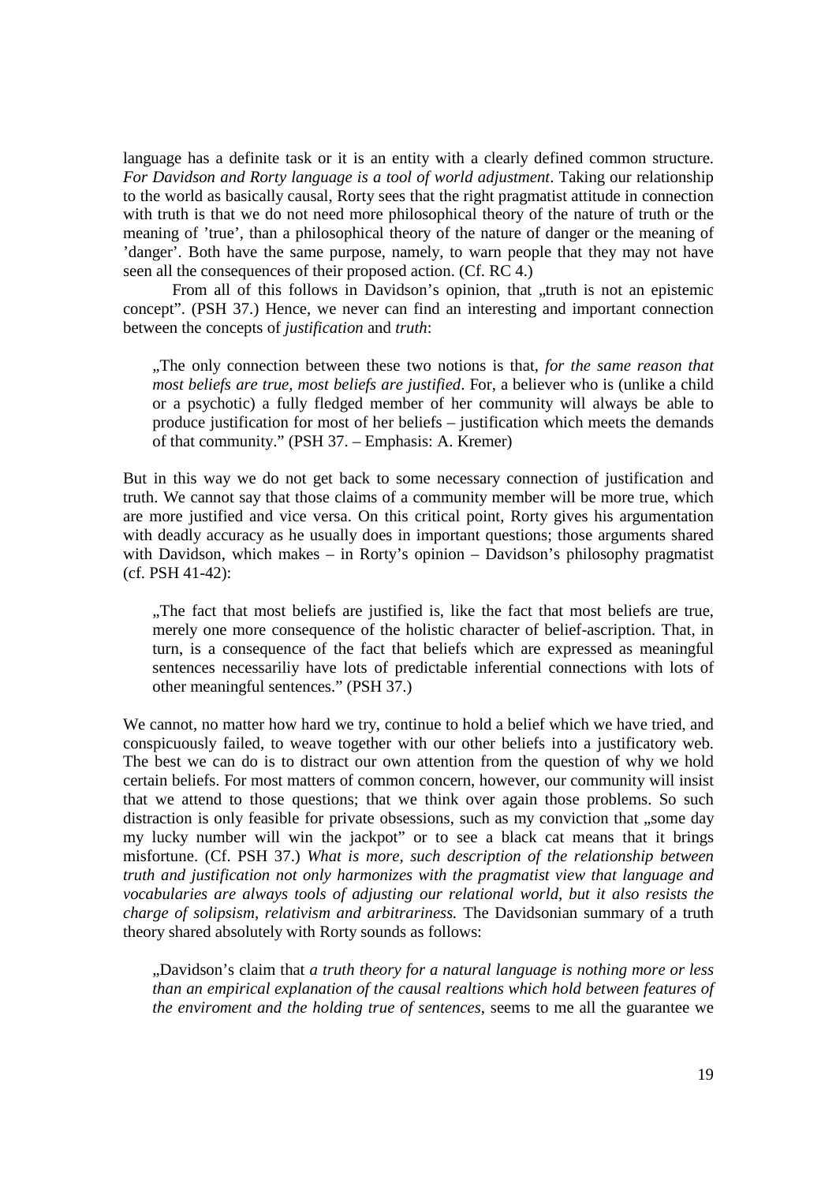language has a definite task or it is an entity with a clearly defined common structure. *For Davidson and Rorty language is a tool of world adjustment*. Taking our relationship to the world as basically causal, Rorty sees that the right pragmatist attitude in connection with truth is that we do not need more philosophical theory of the nature of truth or the meaning of 'true', than a philosophical theory of the nature of danger or the meaning of 'danger'. Both have the same purpose, namely, to warn people that they may not have seen all the consequences of their proposed action. (Cf. RC 4.)

From all of this follows in Davidson's opinion, that „truth is not an epistemic concept". (PSH 37.) Hence, we never can find an interesting and important connection between the concepts of *justification* and *truth*:

> „The only connection between these two notions is that, *for the same reason that most beliefs are true, most beliefs are justified*. For, a believer who is (unlike a child or a psychotic) a fully fledged member of her community will always be able to produce justification for most of her beliefs – justification which meets the demands of that community." (PSH 37. – Emphasis: A. Kremer)

But in this way we do not get back to some necessary connection of justification and truth. We cannot say that those claims of a community member will be more true, which are more justified and vice versa. On this critical point, Rorty gives his argumentation with deadly accuracy as he usually does in important questions; those arguments shared with Davidson, which makes – in Rorty's opinion – Davidson's philosophy pragmatist (cf. PSH 41-42):

> „The fact that most beliefs are justified is, like the fact that most beliefs are true, merely one more consequence of the holistic character of belief-ascription. That, in turn, is a consequence of the fact that beliefs which are expressed as meaningful sentences necessariliy have lots of predictable inferential connections with lots of other meaningful sentences." (PSH 37.)

We cannot, no matter how hard we try, continue to hold a belief which we have tried, and conspicuously failed, to weave together with our other beliefs into a justificatory web. The best we can do is to distract our own attention from the question of why we hold certain beliefs. For most matters of common concern, however, our community will insist that we attend to those questions; that we think over again those problems. So such distraction is only feasible for private obsessions, such as my conviction that „some day my lucky number will win the jackpot" or to see a black cat means that it brings misfortune. (Cf. PSH 37.) *What is more, such description of the relationship between truth and justification not only harmonizes with the pragmatist view that language and vocabularies are always tools of adjusting our relational world, but it also resists the charge of solipsism, relativism and arbitrariness.* The Davidsonian summary of a truth theory shared absolutely with Rorty sounds as follows:

> „Davidson's claim that *a truth theory for a natural language is nothing more or less than an empirical explanation of the causal realtions which hold between features of the enviroment and the holding true of sentences*, seems to me all the guarantee we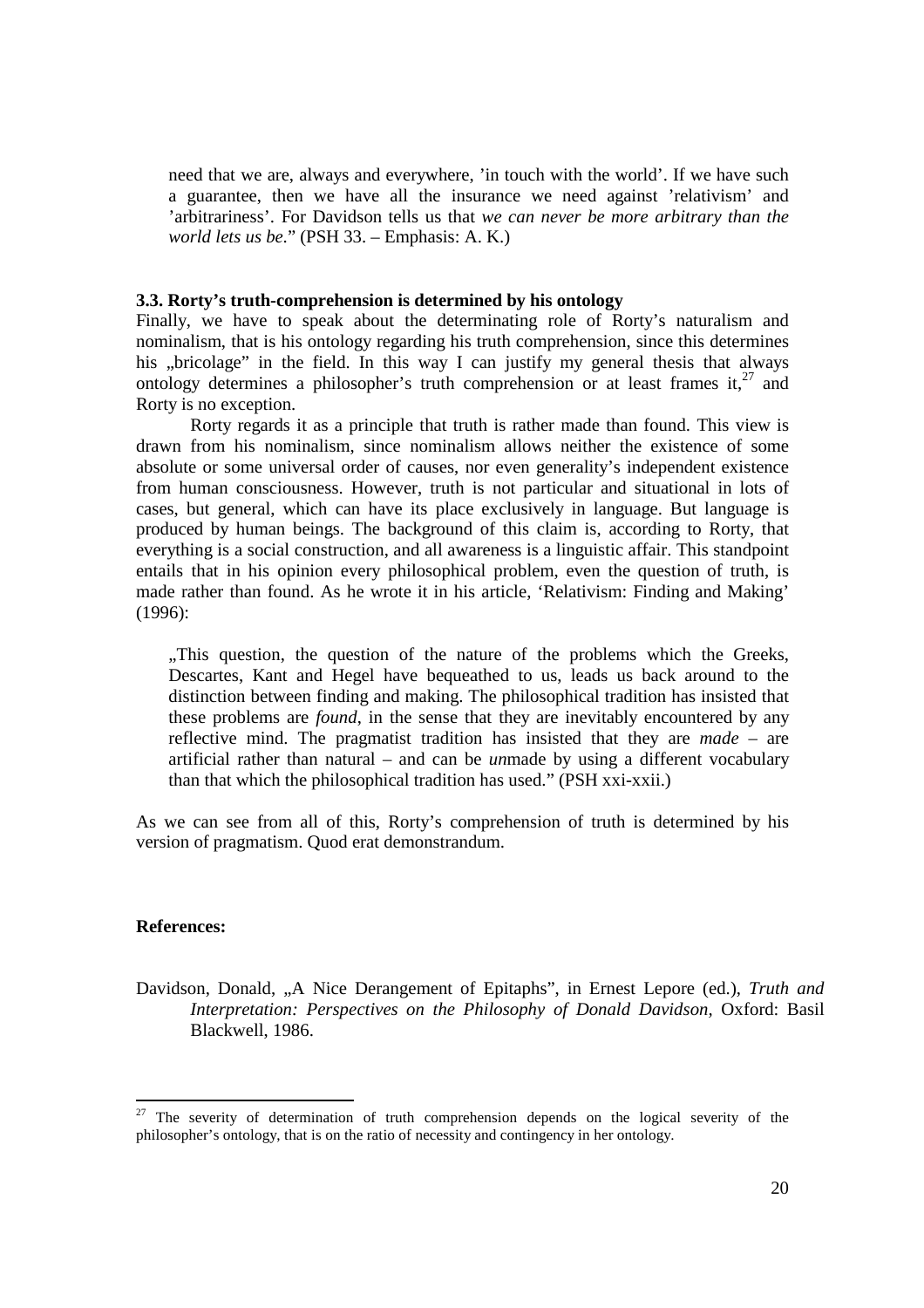need that we are, always and everywhere, 'in touch with the world'. If we have such a guarantee, then we have all the insurance we need against 'relativism' and 'arbitrariness'. For Davidson tells us that *we can never be more arbitrary than the world lets us be*." (PSH 33. – Emphasis: A. K.)

### 3.3. Rorty's truth-comprehension is determined by his ontology

Finally, we have to speak about the determinating role of Rorty's naturalism and nominalism, that is his ontology regarding his truth comprehension, since this determines his „bricolage" in the field. In this way I can justify my general thesis that always ontology determines a philosopher's truth comprehension or at least frames it,[27] and Rorty is no exception.

Rorty regards it as a principle that truth is rather made than found. This view is drawn from his nominalism, since nominalism allows neither the existence of some absolute or some universal order of causes, nor even generality's independent existence from human consciousness. However, truth is not particular and situational in lots of cases, but general, which can have its place exclusively in language. But language is produced by human beings. The background of this claim is, according to Rorty, that everything is a social construction, and all awareness is a linguistic affair. This standpoint entails that in his opinion every philosophical problem, even the question of truth, is made rather than found. As he wrote it in his article, 'Relativism: Finding and Making' (1996):

> „This question, the question of the nature of the problems which the Greeks, Descartes, Kant and Hegel have bequeathed to us, leads us back around to the distinction between finding and making. The philosophical tradition has insisted that these problems are *found*, in the sense that they are inevitably encountered by any reflective mind. The pragmatist tradition has insisted that they are *made* – are artificial rather than natural – and can be *un*made by using a different vocabulary than that which the philosophical tradition has used." (PSH xxi-xxii.)

As we can see from all of this, Rorty's comprehension of truth is determined by his version of pragmatism. Quod erat demonstrandum.

**References:**

Davidson, Donald, „A Nice Derangement of Epitaphs", in Ernest Lepore (ed.), *Truth and Interpretation: Perspectives on the Philosophy of Donald Davidson,* Oxford: Basil Blackwell, 1986.

[27] The severity of determination of truth comprehension depends on the logical severity of the philosopher's ontology, that is on the ratio of necessity and contingency in her ontology.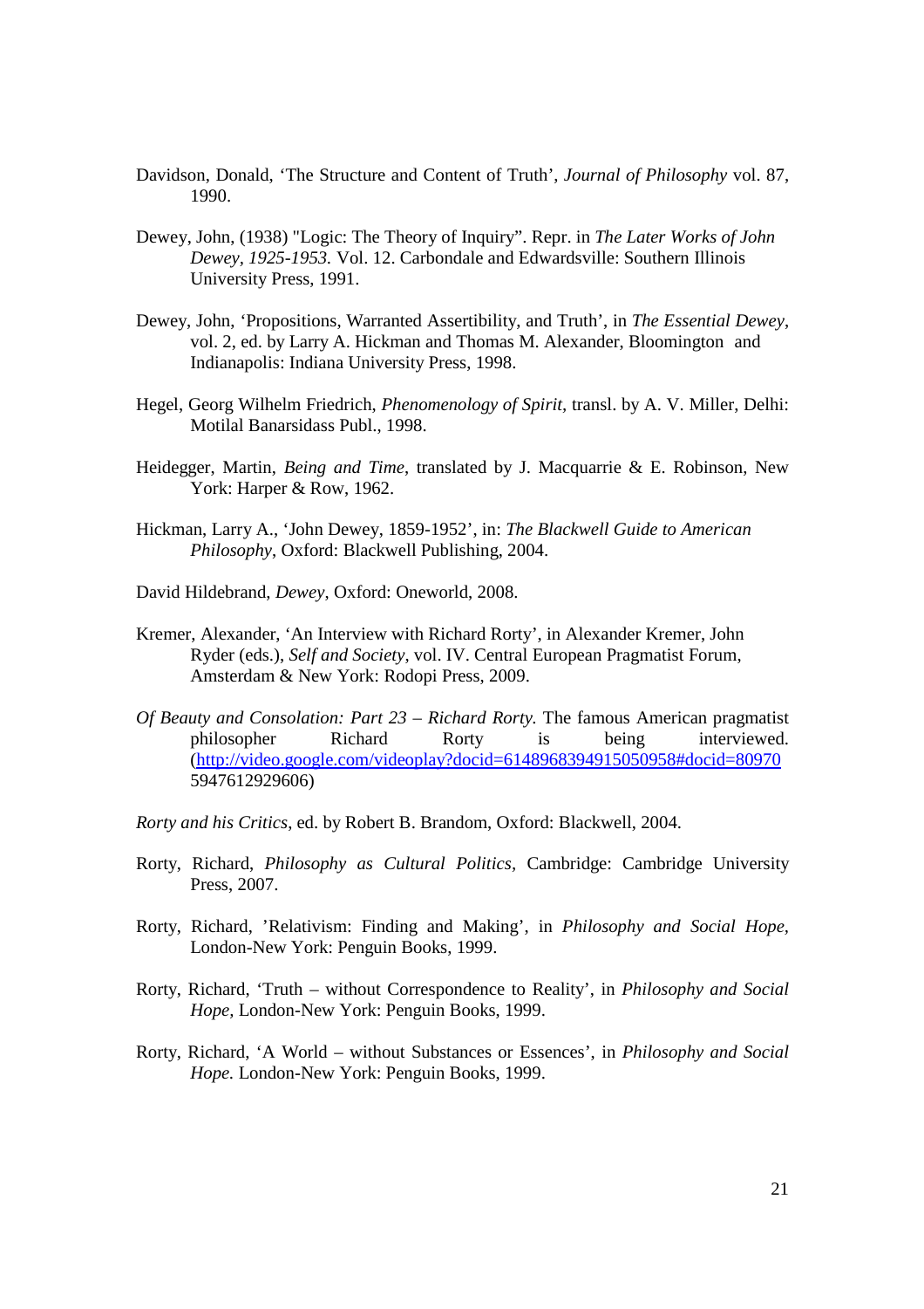Davidson, Donald, 'The Structure and Content of Truth', *Journal of Philosophy* vol. 87, 1990.

Dewey, John, (1938) "Logic: The Theory of Inquiry". Repr. in *The Later Works of John Dewey, 1925-1953.* Vol. 12. Carbondale and Edwardsville: Southern Illinois University Press, 1991.

Dewey, John, 'Propositions, Warranted Assertibility, and Truth', in *The Essential Dewey*, vol. 2, ed. by Larry A. Hickman and Thomas M. Alexander, Bloomington and Indianapolis: Indiana University Press, 1998.

Hegel, Georg Wilhelm Friedrich, *Phenomenology of Spirit*, transl. by A. V. Miller, Delhi: Motilal Banarsidass Publ., 1998.

Heidegger, Martin, *Being and Time*, translated by J. Macquarrie & E. Robinson, New York: Harper & Row, 1962.

Hickman, Larry A., 'John Dewey, 1859-1952', in: *The Blackwell Guide to American Philosophy*, Oxford: Blackwell Publishing, 2004.

David Hildebrand, *Dewey*, Oxford: Oneworld, 2008.

Kremer, Alexander, 'An Interview with Richard Rorty', in Alexander Kremer, John Ryder (eds.), *Self and Society*, vol. IV. Central European Pragmatist Forum, Amsterdam & New York: Rodopi Press, 2009.

*Of Beauty and Consolation: Part 23 – Richard Rorty.* The famous American pragmatist philosopher Richard Rorty is being interviewed. (http://video.google.com/videoplay?docid=6148968394915050958#docid=809705947612929606)

*Rorty and his Critics*, ed. by Robert B. Brandom, Oxford: Blackwell, 2004.

Rorty, Richard, *Philosophy as Cultural Politics*, Cambridge: Cambridge University Press, 2007.

Rorty, Richard, 'Relativism: Finding and Making', in *Philosophy and Social Hope*, London-New York: Penguin Books, 1999.

Rorty, Richard, 'Truth – without Correspondence to Reality', in *Philosophy and Social Hope*, London-New York: Penguin Books, 1999.

Rorty, Richard, 'A World – without Substances or Essences', in *Philosophy and Social Hope.* London-New York: Penguin Books, 1999.